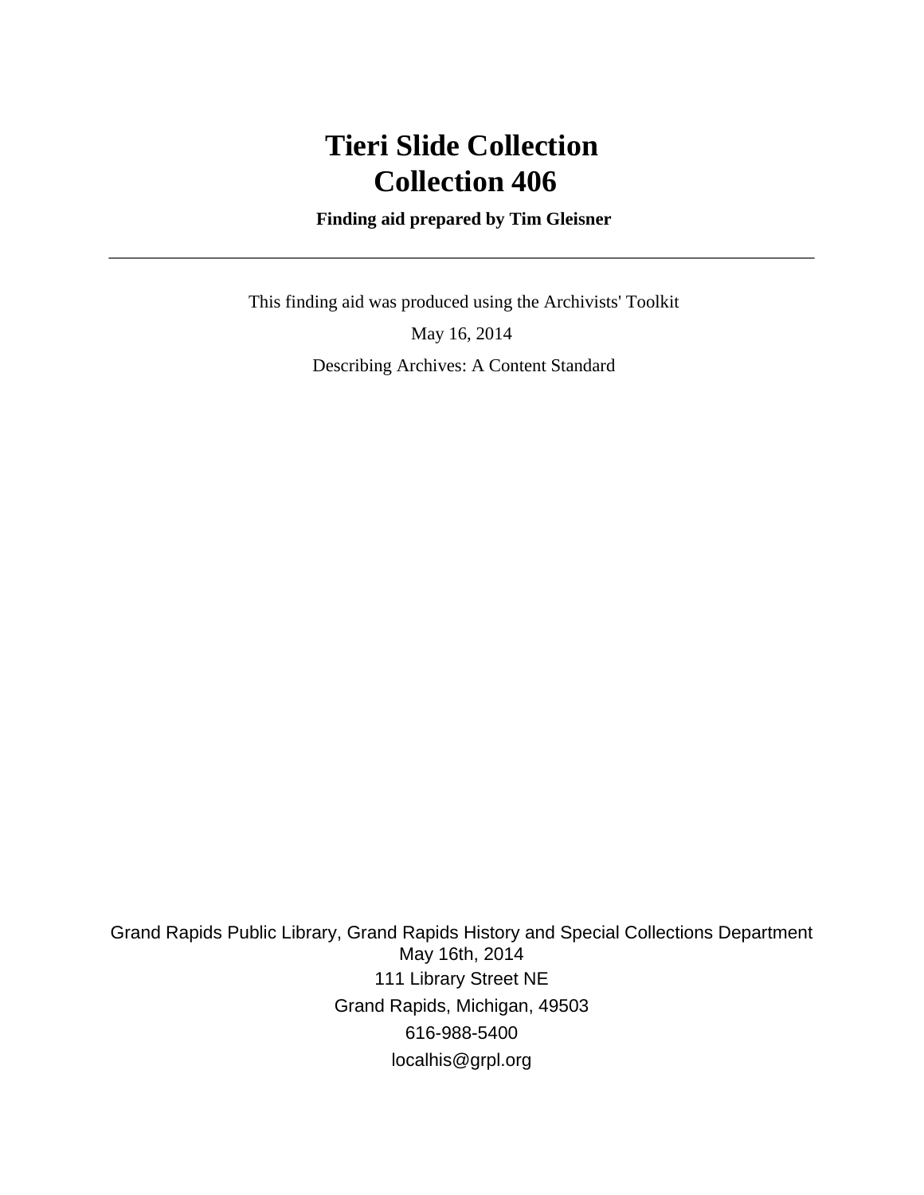# Tieri Slide Collection
# Collection 406

**Finding aid prepared by Tim Gleisner**

---

This finding aid was produced using the Archivists' Toolkit

May 16, 2014

Describing Archives: A Content Standard

Grand Rapids Public Library, Grand Rapids History and Special Collections Department
May 16th, 2014
111 Library Street NE
Grand Rapids, Michigan, 49503
616-988-5400
localhis@grpl.org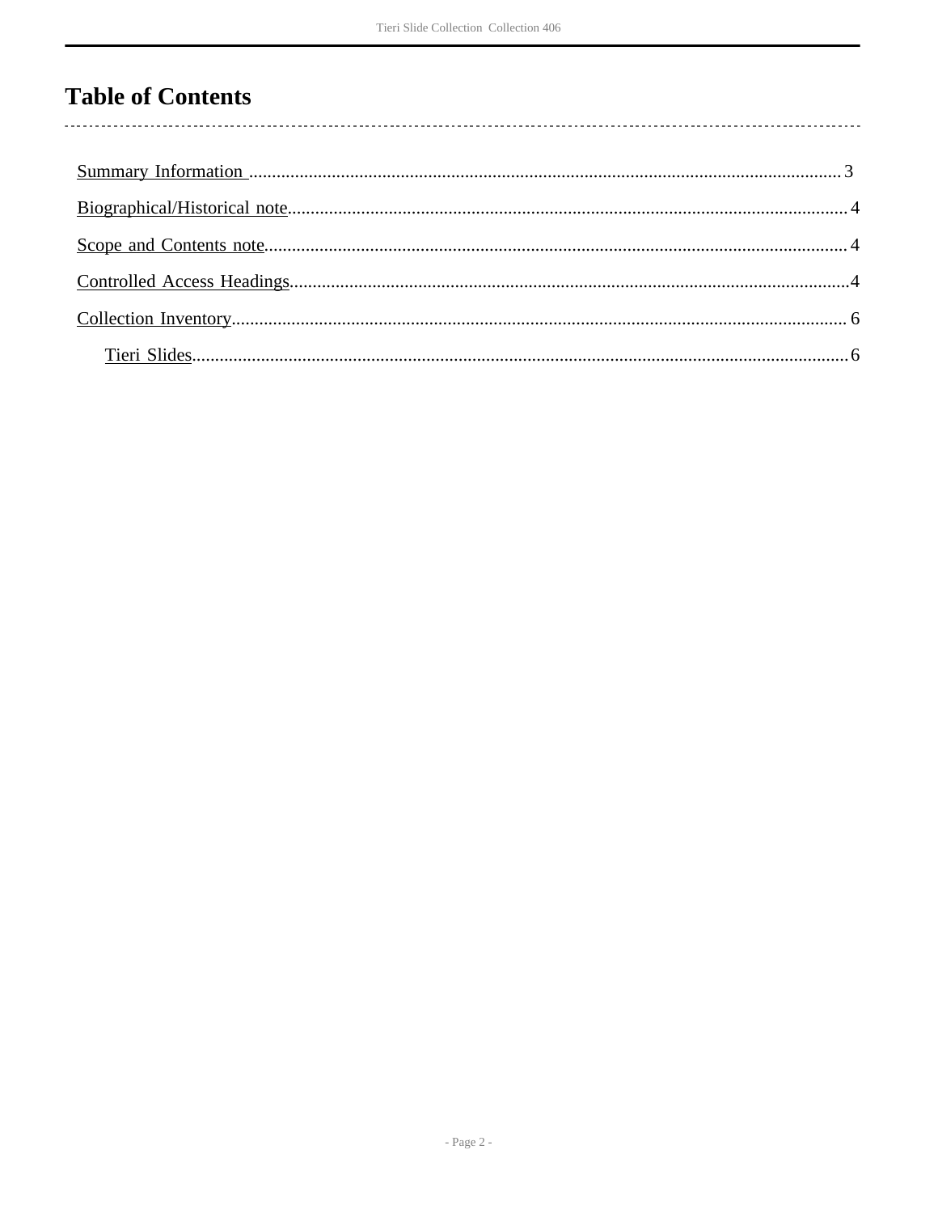# Table of Contents

- Summary Information ........................................ 3
- Biographical/Historical note ........................................ 4
- Scope and Contents note ........................................ 4
- Controlled Access Headings ........................................ 4
- Collection Inventory ........................................ 6
  - Tieri Slides ........................................ 6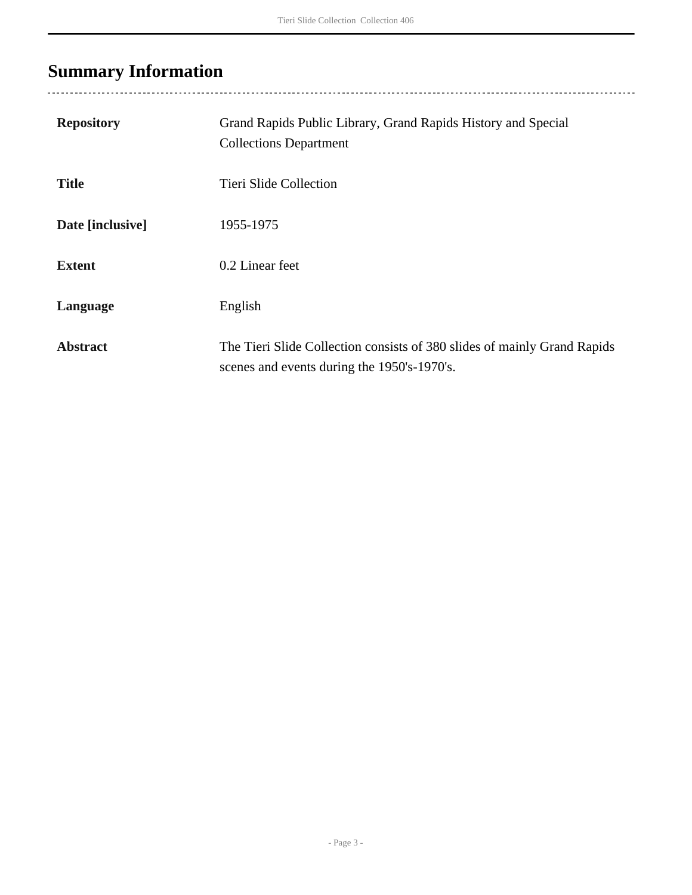## Summary Information

| | |
|---|---|
| **Repository** | Grand Rapids Public Library, Grand Rapids History and Special Collections Department |
| **Title** | Tieri Slide Collection |
| **Date [inclusive]** | 1955-1975 |
| **Extent** | 0.2 Linear feet |
| **Language** | English |
| **Abstract** | The Tieri Slide Collection consists of 380 slides of mainly Grand Rapids scenes and events during the 1950's-1970's. |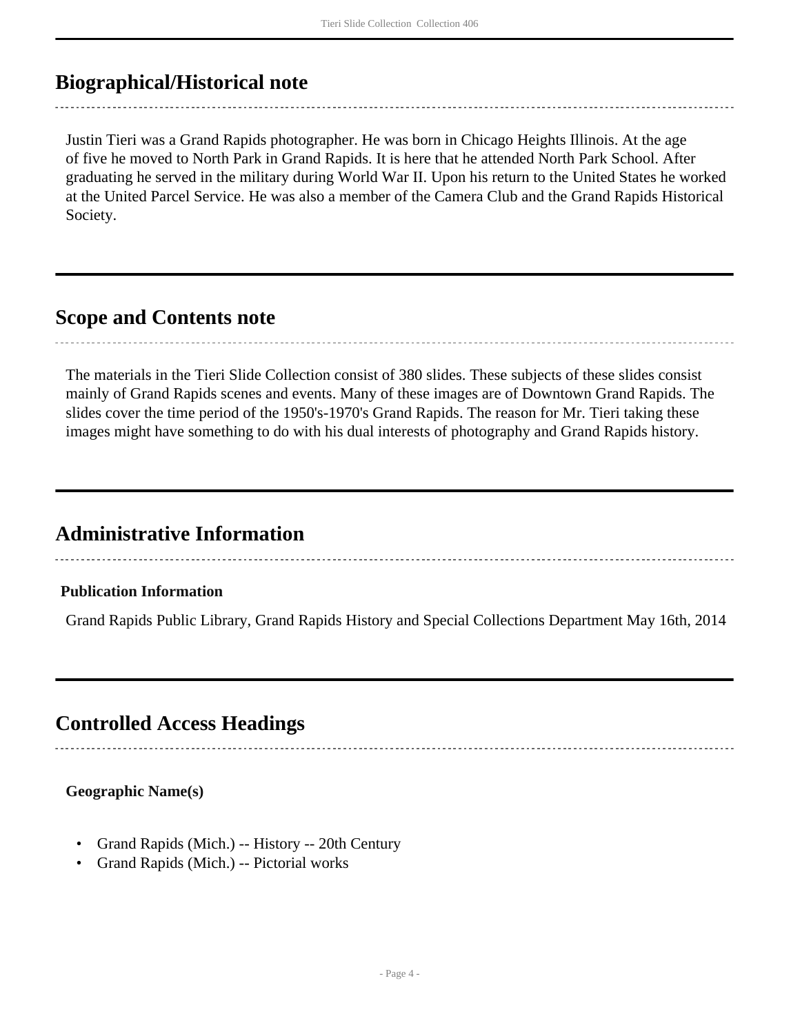## Biographical/Historical note

Justin Tieri was a Grand Rapids photographer. He was born in Chicago Heights Illinois. At the age of five he moved to North Park in Grand Rapids. It is here that he attended North Park School. After graduating he served in the military during World War II. Upon his return to the United States he worked at the United Parcel Service. He was also a member of the Camera Club and the Grand Rapids Historical Society.

## Scope and Contents note

The materials in the Tieri Slide Collection consist of 380 slides. These subjects of these slides consist mainly of Grand Rapids scenes and events. Many of these images are of Downtown Grand Rapids. The slides cover the time period of the 1950's-1970's Grand Rapids. The reason for Mr. Tieri taking these images might have something to do with his dual interests of photography and Grand Rapids history.

## Administrative Information

**Publication Information**

Grand Rapids Public Library, Grand Rapids History and Special Collections Department May 16th, 2014

## Controlled Access Headings

**Geographic Name(s)**

- Grand Rapids (Mich.) -- History -- 20th Century
- Grand Rapids (Mich.) -- Pictorial works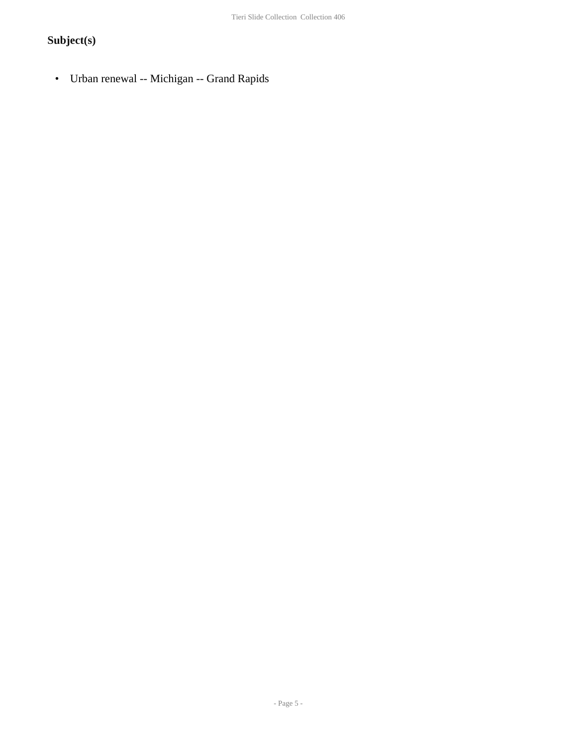## Subject(s)

- Urban renewal -- Michigan -- Grand Rapids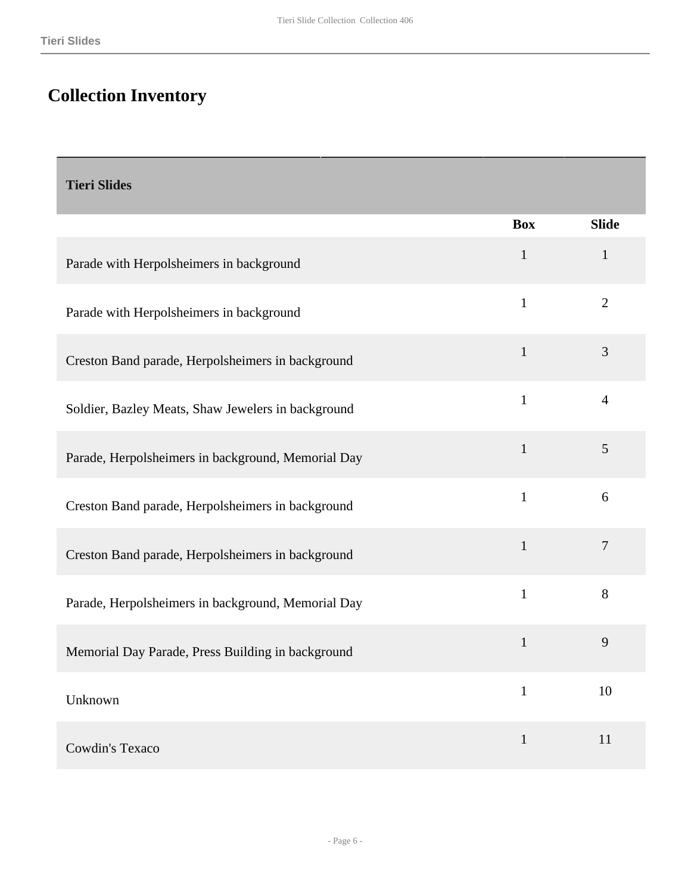## Collection Inventory

| Tieri Slides | | |
|---|---|---|
| | Box | Slide |
| Parade with Herpolsheimers in background | 1 | 1 |
| Parade with Herpolsheimers in background | 1 | 2 |
| Creston Band parade, Herpolsheimers in background | 1 | 3 |
| Soldier, Bazley Meats, Shaw Jewelers in background | 1 | 4 |
| Parade, Herpolsheimers in background, Memorial Day | 1 | 5 |
| Creston Band parade, Herpolsheimers in background | 1 | 6 |
| Creston Band parade, Herpolsheimers in background | 1 | 7 |
| Parade, Herpolsheimers in background, Memorial Day | 1 | 8 |
| Memorial Day Parade, Press Building in background | 1 | 9 |
| Unknown | 1 | 10 |
| Cowdin's Texaco | 1 | 11 |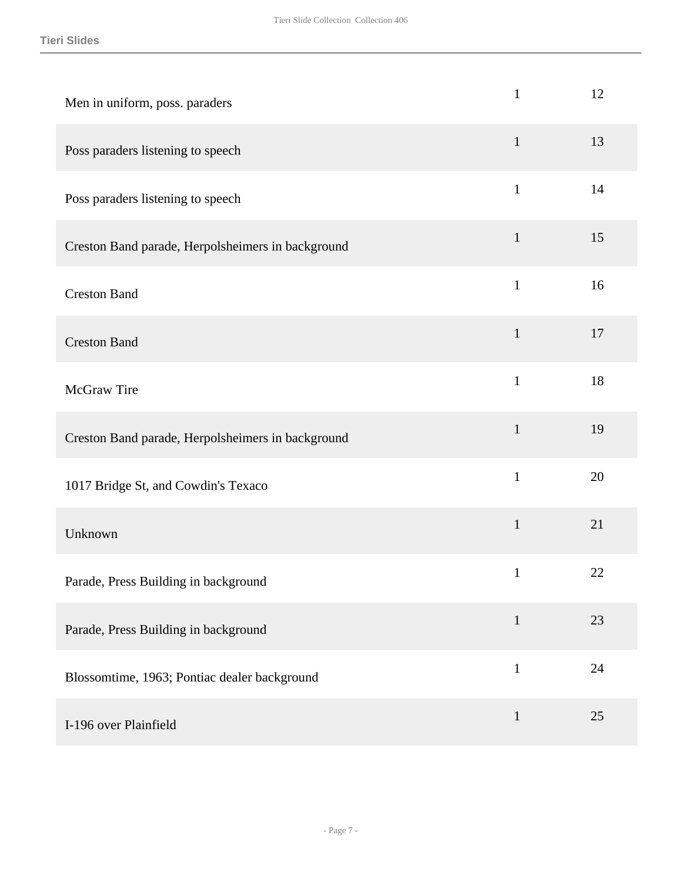| | | |
|---|---|---|
| Men in uniform, poss. paraders | 1 | 12 |
| Poss paraders listening to speech | 1 | 13 |
| Poss paraders listening to speech | 1 | 14 |
| Creston Band parade, Herpolsheimers in background | 1 | 15 |
| Creston Band | 1 | 16 |
| Creston Band | 1 | 17 |
| McGraw Tire | 1 | 18 |
| Creston Band parade, Herpolsheimers in background | 1 | 19 |
| 1017 Bridge St, and Cowdin's Texaco | 1 | 20 |
| Unknown | 1 | 21 |
| Parade, Press Building in background | 1 | 22 |
| Parade, Press Building in background | 1 | 23 |
| Blossomtime, 1963; Pontiac dealer background | 1 | 24 |
| I-196 over Plainfield | 1 | 25 |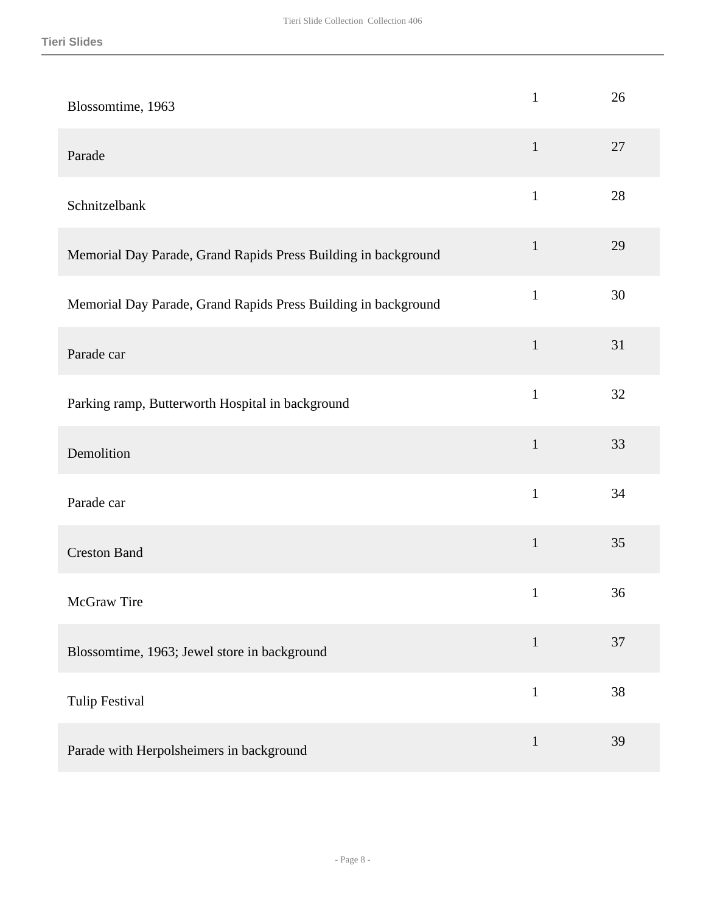| | | |
|---|---|---|
| Blossomtime, 1963 | 1 | 26 |
| Parade | 1 | 27 |
| Schnitzelbank | 1 | 28 |
| Memorial Day Parade, Grand Rapids Press Building in background | 1 | 29 |
| Memorial Day Parade, Grand Rapids Press Building in background | 1 | 30 |
| Parade car | 1 | 31 |
| Parking ramp, Butterworth Hospital in background | 1 | 32 |
| Demolition | 1 | 33 |
| Parade car | 1 | 34 |
| Creston Band | 1 | 35 |
| McGraw Tire | 1 | 36 |
| Blossomtime, 1963; Jewel store in background | 1 | 37 |
| Tulip Festival | 1 | 38 |
| Parade with Herpolsheimers in background | 1 | 39 |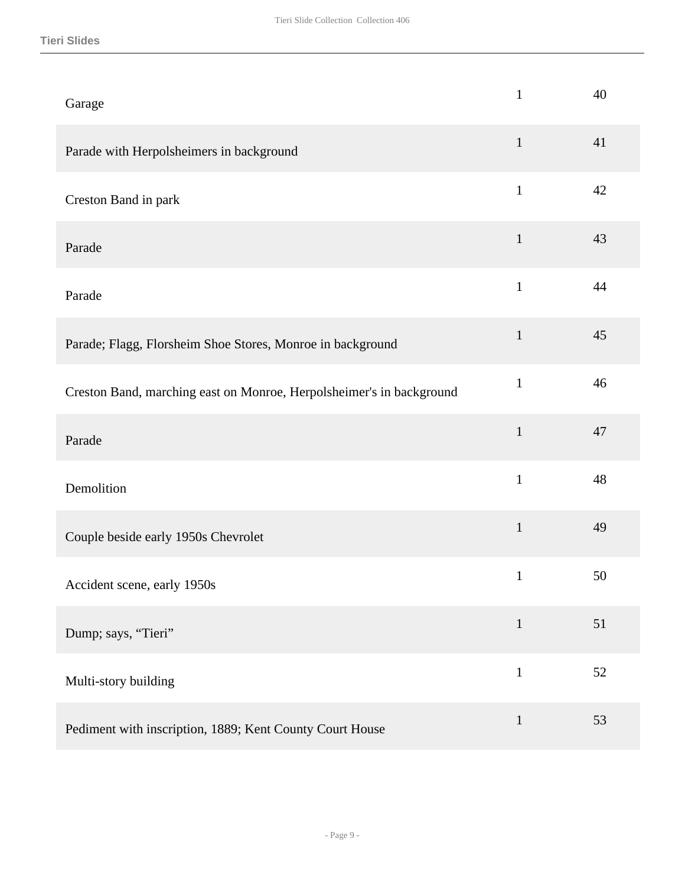| | | |
|---|---|---|
| Garage | 1 | 40 |
| Parade with Herpolsheimers in background | 1 | 41 |
| Creston Band in park | 1 | 42 |
| Parade | 1 | 43 |
| Parade | 1 | 44 |
| Parade; Flagg, Florsheim Shoe Stores, Monroe in background | 1 | 45 |
| Creston Band, marching east on Monroe, Herpolsheimer's in background | 1 | 46 |
| Parade | 1 | 47 |
| Demolition | 1 | 48 |
| Couple beside early 1950s Chevrolet | 1 | 49 |
| Accident scene, early 1950s | 1 | 50 |
| Dump; says, “Tieri” | 1 | 51 |
| Multi-story building | 1 | 52 |
| Pediment with inscription, 1889; Kent County Court House | 1 | 53 |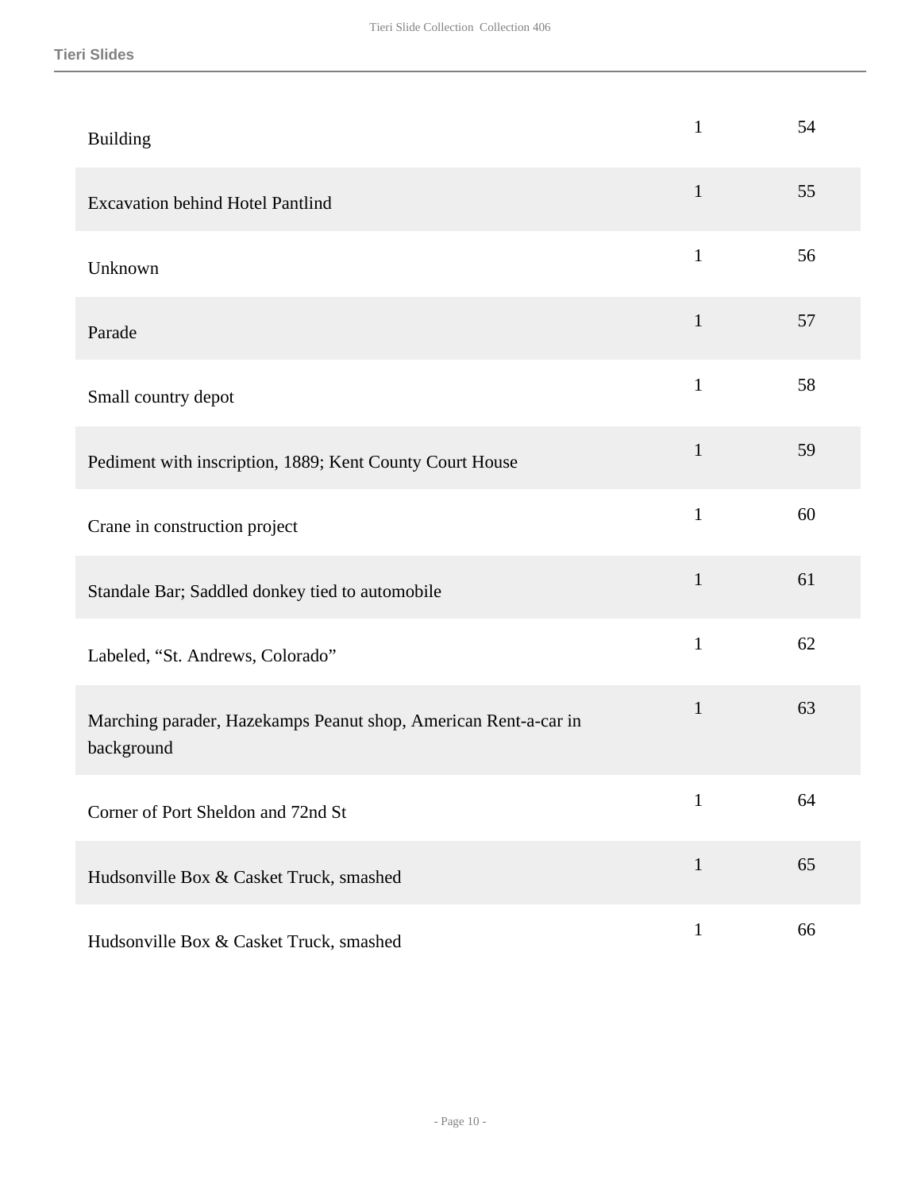| | | |
|---|---|---|
| Building | 1 | 54 |
| Excavation behind Hotel Pantlind | 1 | 55 |
| Unknown | 1 | 56 |
| Parade | 1 | 57 |
| Small country depot | 1 | 58 |
| Pediment with inscription, 1889; Kent County Court House | 1 | 59 |
| Crane in construction project | 1 | 60 |
| Standale Bar; Saddled donkey tied to automobile | 1 | 61 |
| Labeled, “St. Andrews, Colorado” | 1 | 62 |
| Marching parader, Hazekamps Peanut shop, American Rent-a-car in background | 1 | 63 |
| Corner of Port Sheldon and 72nd St | 1 | 64 |
| Hudsonville Box & Casket Truck, smashed | 1 | 65 |
| Hudsonville Box & Casket Truck, smashed | 1 | 66 |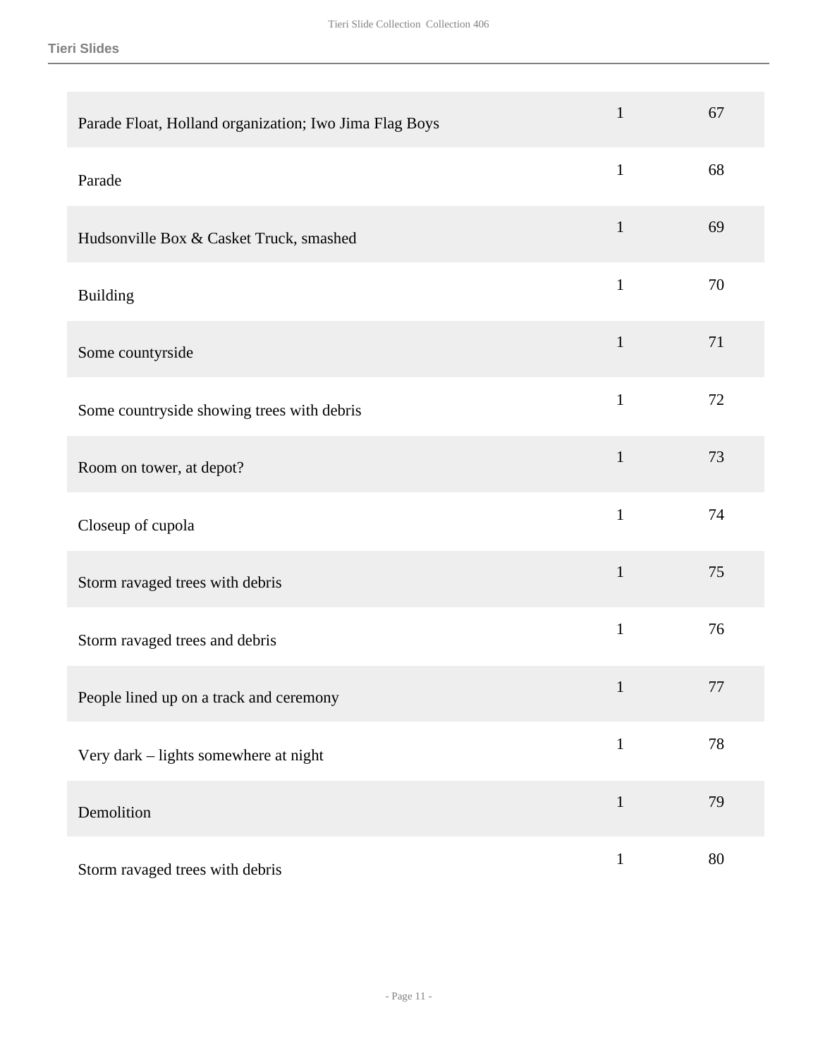| | | |
|---|---|---|
| Parade Float, Holland organization; Iwo Jima Flag Boys | 1 | 67 |
| Parade | 1 | 68 |
| Hudsonville Box & Casket Truck, smashed | 1 | 69 |
| Building | 1 | 70 |
| Some countyrside | 1 | 71 |
| Some countryside showing trees with debris | 1 | 72 |
| Room on tower, at depot? | 1 | 73 |
| Closeup of cupola | 1 | 74 |
| Storm ravaged trees with debris | 1 | 75 |
| Storm ravaged trees and debris | 1 | 76 |
| People lined up on a track and ceremony | 1 | 77 |
| Very dark – lights somewhere at night | 1 | 78 |
| Demolition | 1 | 79 |
| Storm ravaged trees with debris | 1 | 80 |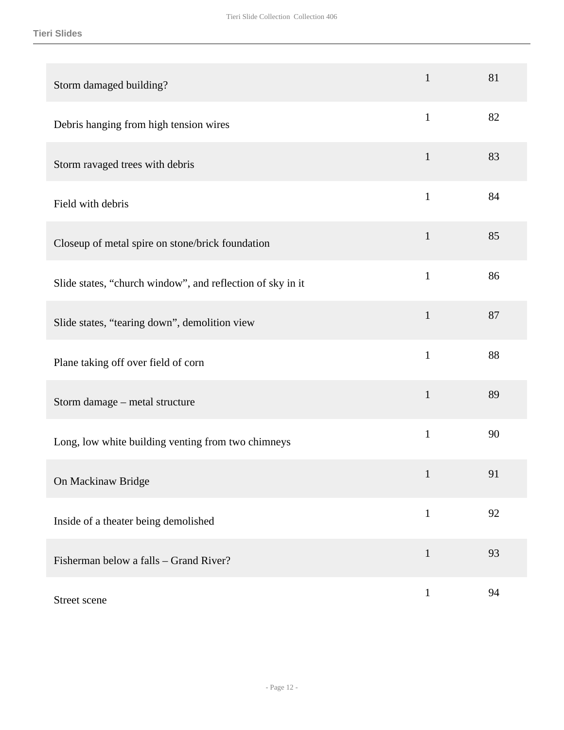| | | |
|---|---|---|
| Storm damaged building? | 1 | 81 |
| Debris hanging from high tension wires | 1 | 82 |
| Storm ravaged trees with debris | 1 | 83 |
| Field with debris | 1 | 84 |
| Closeup of metal spire on stone/brick foundation | 1 | 85 |
| Slide states, “church window”, and reflection of sky in it | 1 | 86 |
| Slide states, “tearing down”, demolition view | 1 | 87 |
| Plane taking off over field of corn | 1 | 88 |
| Storm damage – metal structure | 1 | 89 |
| Long, low white building venting from two chimneys | 1 | 90 |
| On Mackinaw Bridge | 1 | 91 |
| Inside of a theater being demolished | 1 | 92 |
| Fisherman below a falls – Grand River? | 1 | 93 |
| Street scene | 1 | 94 |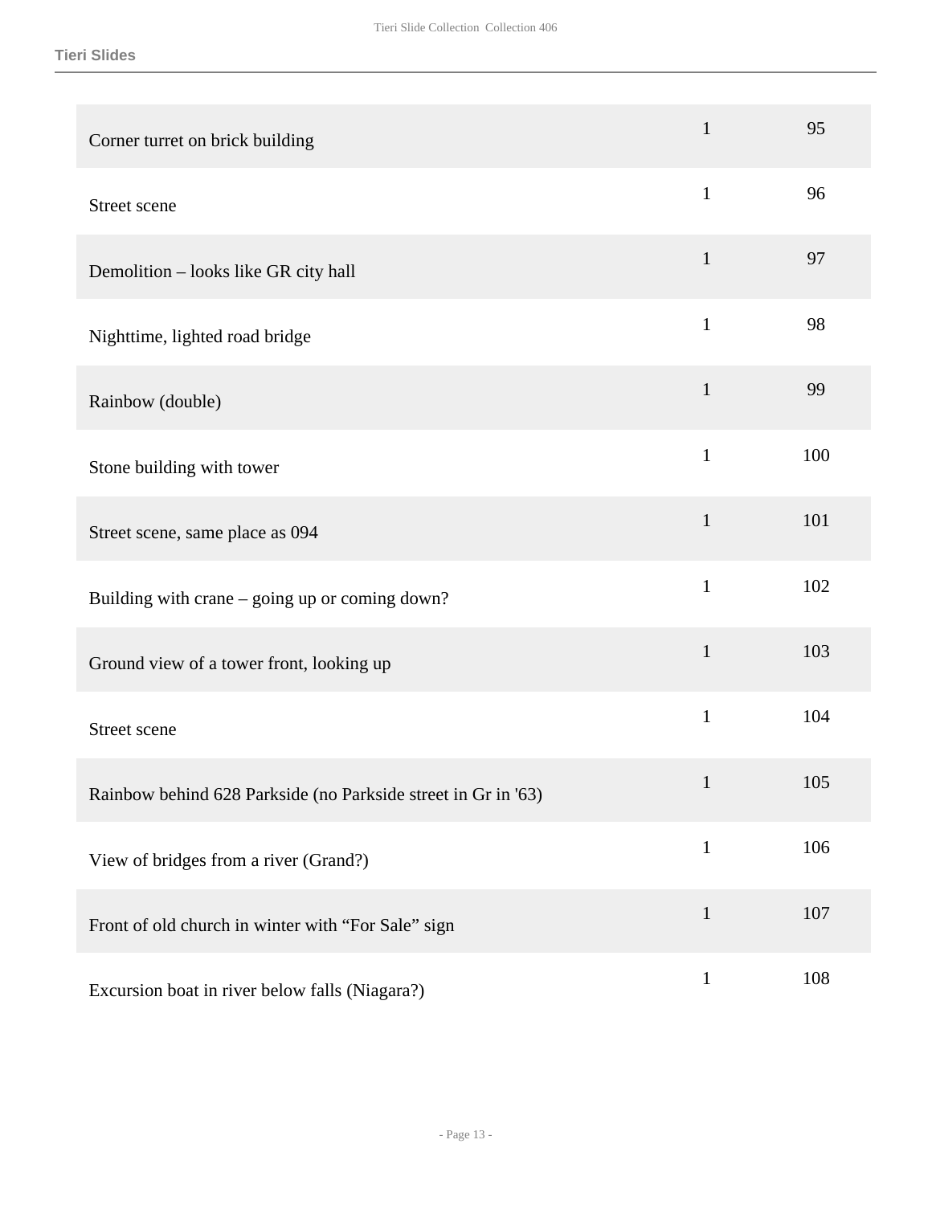| | | |
|---|---|---|
| Corner turret on brick building | 1 | 95 |
| Street scene | 1 | 96 |
| Demolition – looks like GR city hall | 1 | 97 |
| Nighttime, lighted road bridge | 1 | 98 |
| Rainbow (double) | 1 | 99 |
| Stone building with tower | 1 | 100 |
| Street scene, same place as 094 | 1 | 101 |
| Building with crane – going up or coming down? | 1 | 102 |
| Ground view of a tower front, looking up | 1 | 103 |
| Street scene | 1 | 104 |
| Rainbow behind 628 Parkside (no Parkside street in Gr in '63) | 1 | 105 |
| View of bridges from a river (Grand?) | 1 | 106 |
| Front of old church in winter with “For Sale” sign | 1 | 107 |
| Excursion boat in river below falls (Niagara?) | 1 | 108 |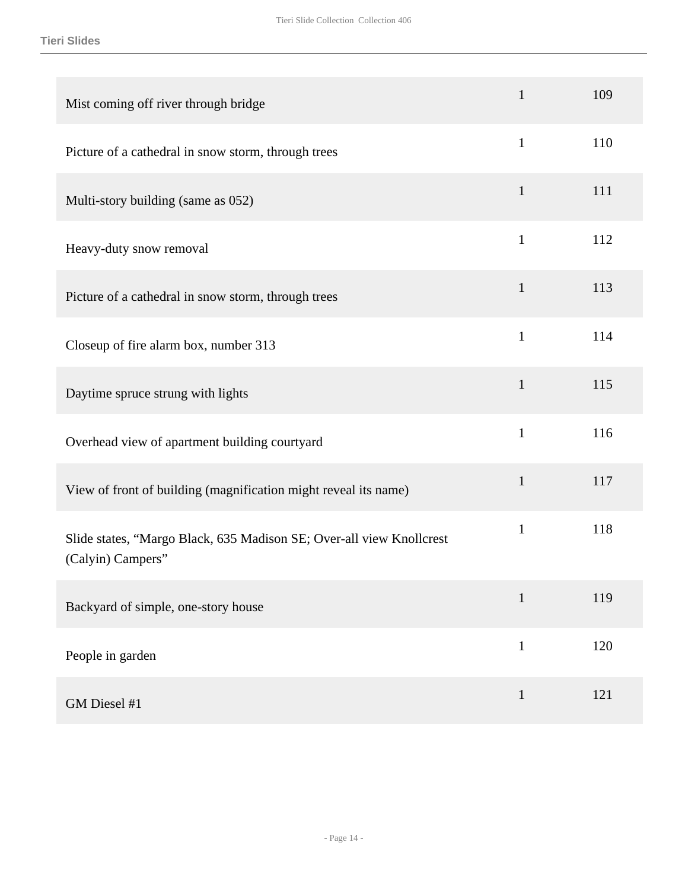| | | |
|---|---|---|
| Mist coming off river through bridge | 1 | 109 |
| Picture of a cathedral in snow storm, through trees | 1 | 110 |
| Multi-story building (same as 052) | 1 | 111 |
| Heavy-duty snow removal | 1 | 112 |
| Picture of a cathedral in snow storm, through trees | 1 | 113 |
| Closeup of fire alarm box, number 313 | 1 | 114 |
| Daytime spruce strung with lights | 1 | 115 |
| Overhead view of apartment building courtyard | 1 | 116 |
| View of front of building (magnification might reveal its name) | 1 | 117 |
| Slide states, "Margo Black, 635 Madison SE; Over-all view Knollcrest (Calyin) Campers" | 1 | 118 |
| Backyard of simple, one-story house | 1 | 119 |
| People in garden | 1 | 120 |
| GM Diesel #1 | 1 | 121 |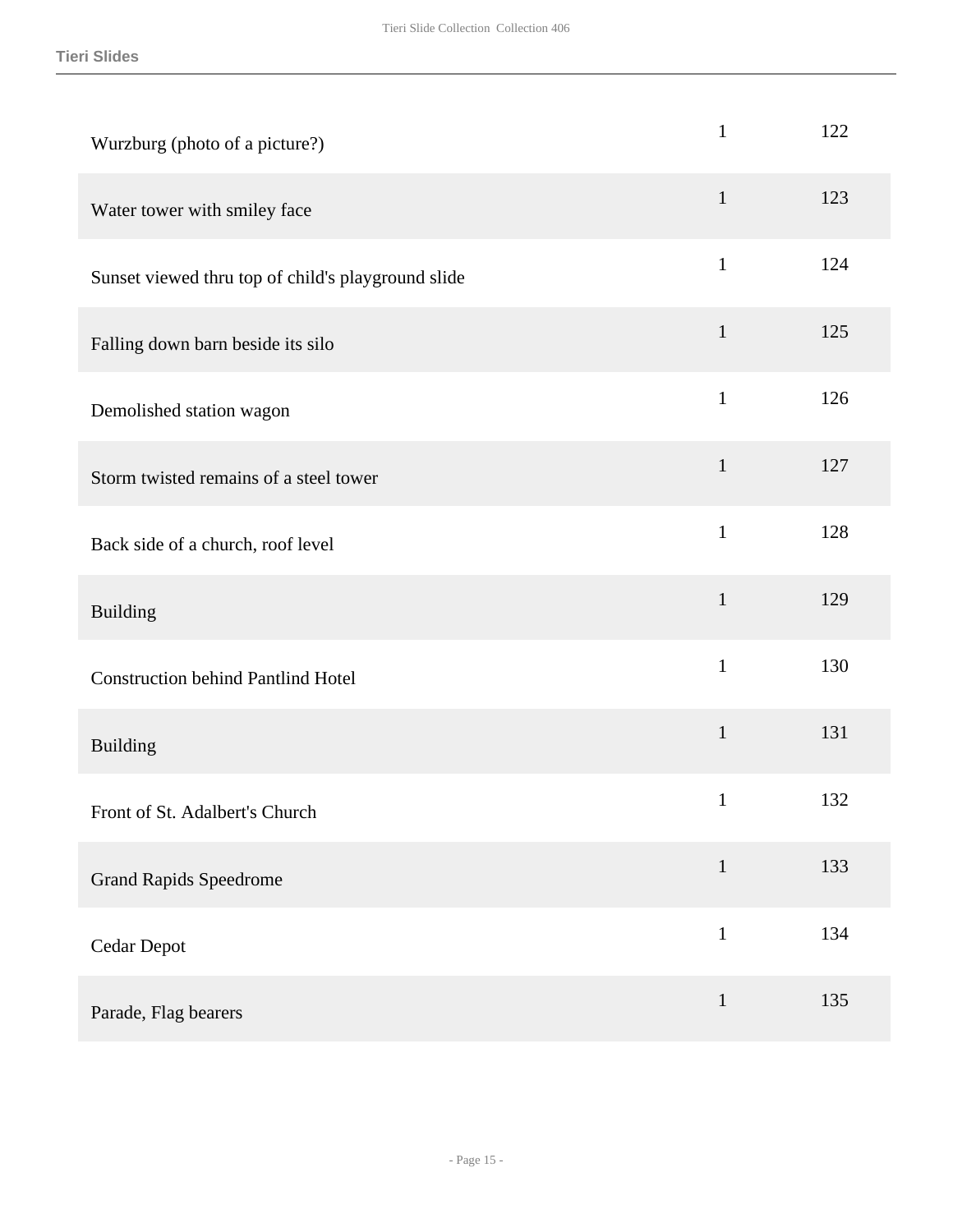| | | |
|---|---|---|
| Wurzburg (photo of a picture?) | 1 | 122 |
| Water tower with smiley face | 1 | 123 |
| Sunset viewed thru top of child's playground slide | 1 | 124 |
| Falling down barn beside its silo | 1 | 125 |
| Demolished station wagon | 1 | 126 |
| Storm twisted remains of a steel tower | 1 | 127 |
| Back side of a church, roof level | 1 | 128 |
| Building | 1 | 129 |
| Construction behind Pantlind Hotel | 1 | 130 |
| Building | 1 | 131 |
| Front of St. Adalbert's Church | 1 | 132 |
| Grand Rapids Speedrome | 1 | 133 |
| Cedar Depot | 1 | 134 |
| Parade, Flag bearers | 1 | 135 |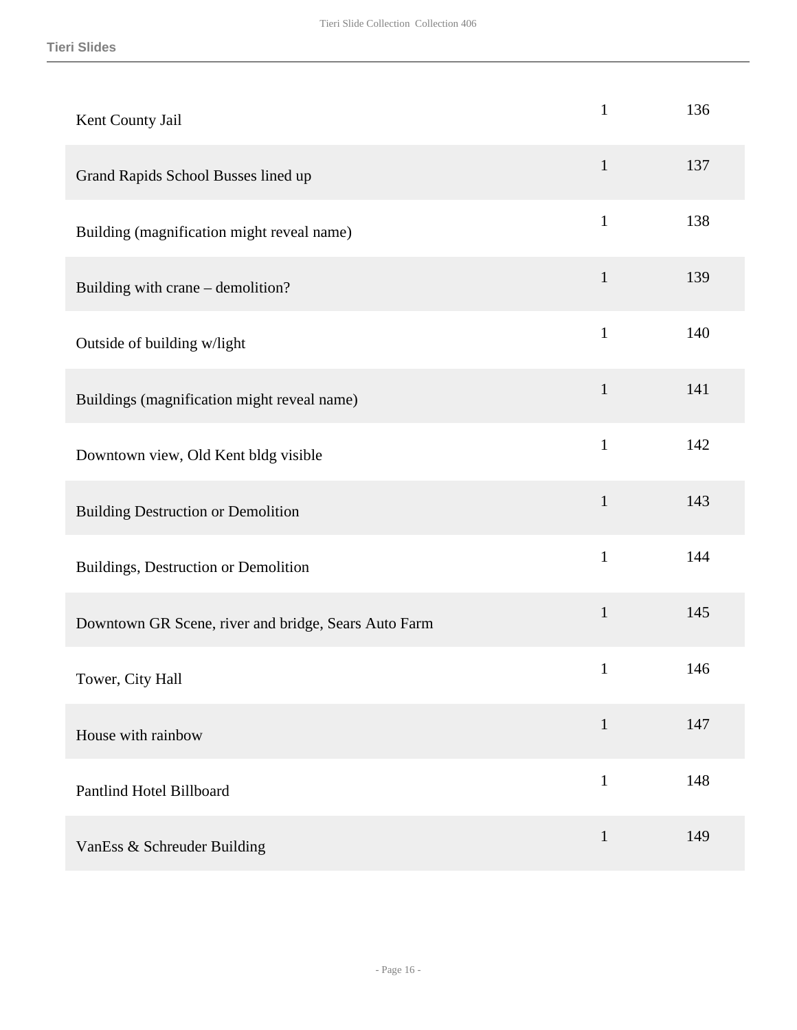| | | |
|---|---|---|
| Kent County Jail | 1 | 136 |
| Grand Rapids School Busses lined up | 1 | 137 |
| Building (magnification might reveal name) | 1 | 138 |
| Building with crane – demolition? | 1 | 139 |
| Outside of building w/light | 1 | 140 |
| Buildings (magnification might reveal name) | 1 | 141 |
| Downtown view, Old Kent bldg visible | 1 | 142 |
| Building Destruction or Demolition | 1 | 143 |
| Buildings, Destruction or Demolition | 1 | 144 |
| Downtown GR Scene, river and bridge, Sears Auto Farm | 1 | 145 |
| Tower, City Hall | 1 | 146 |
| House with rainbow | 1 | 147 |
| Pantlind Hotel Billboard | 1 | 148 |
| VanEss & Schreuder Building | 1 | 149 |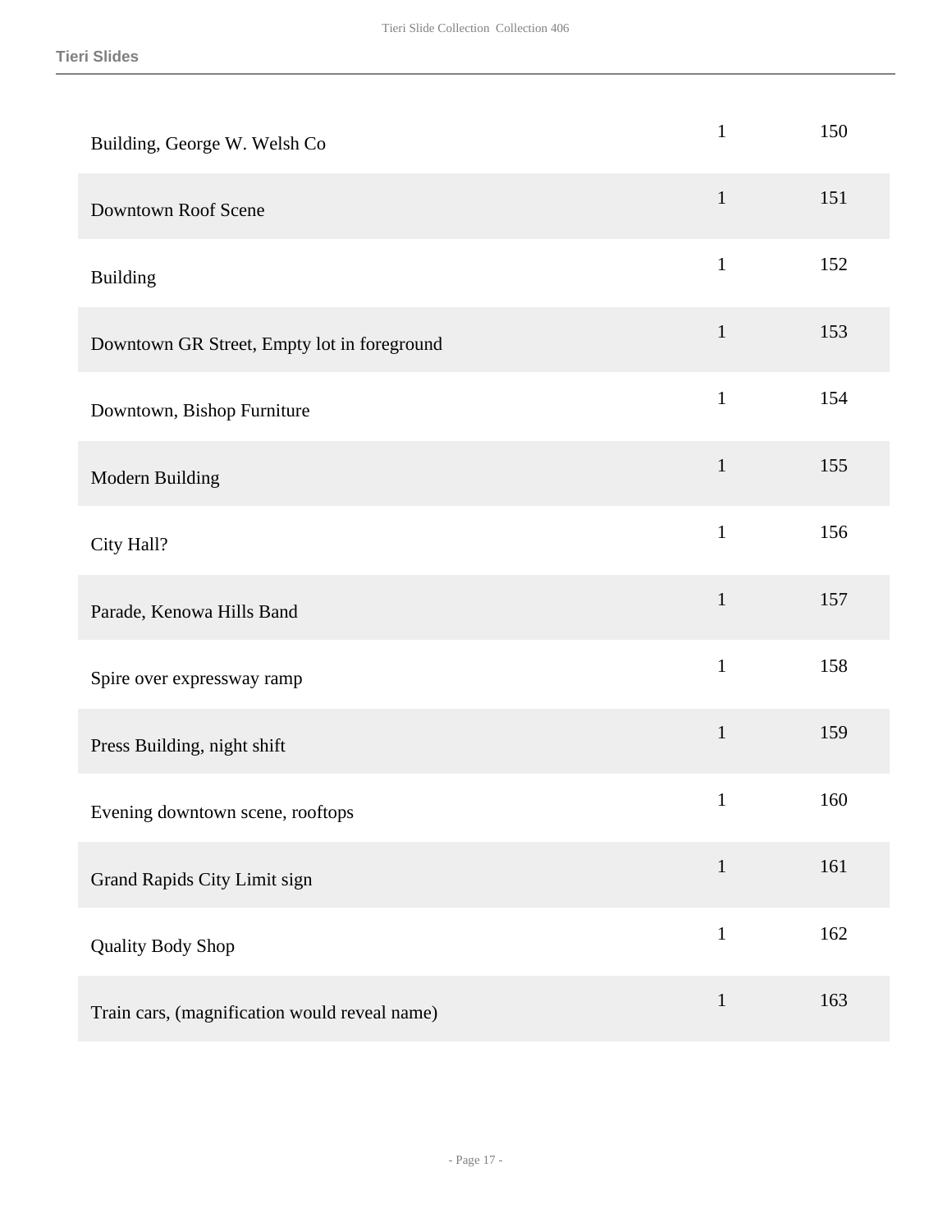| | | |
|---|---|---|
| Building, George W. Welsh Co | 1 | 150 |
| Downtown Roof Scene | 1 | 151 |
| Building | 1 | 152 |
| Downtown GR Street, Empty lot in foreground | 1 | 153 |
| Downtown, Bishop Furniture | 1 | 154 |
| Modern Building | 1 | 155 |
| City Hall? | 1 | 156 |
| Parade, Kenowa Hills Band | 1 | 157 |
| Spire over expressway ramp | 1 | 158 |
| Press Building, night shift | 1 | 159 |
| Evening downtown scene, rooftops | 1 | 160 |
| Grand Rapids City Limit sign | 1 | 161 |
| Quality Body Shop | 1 | 162 |
| Train cars, (magnification would reveal name) | 1 | 163 |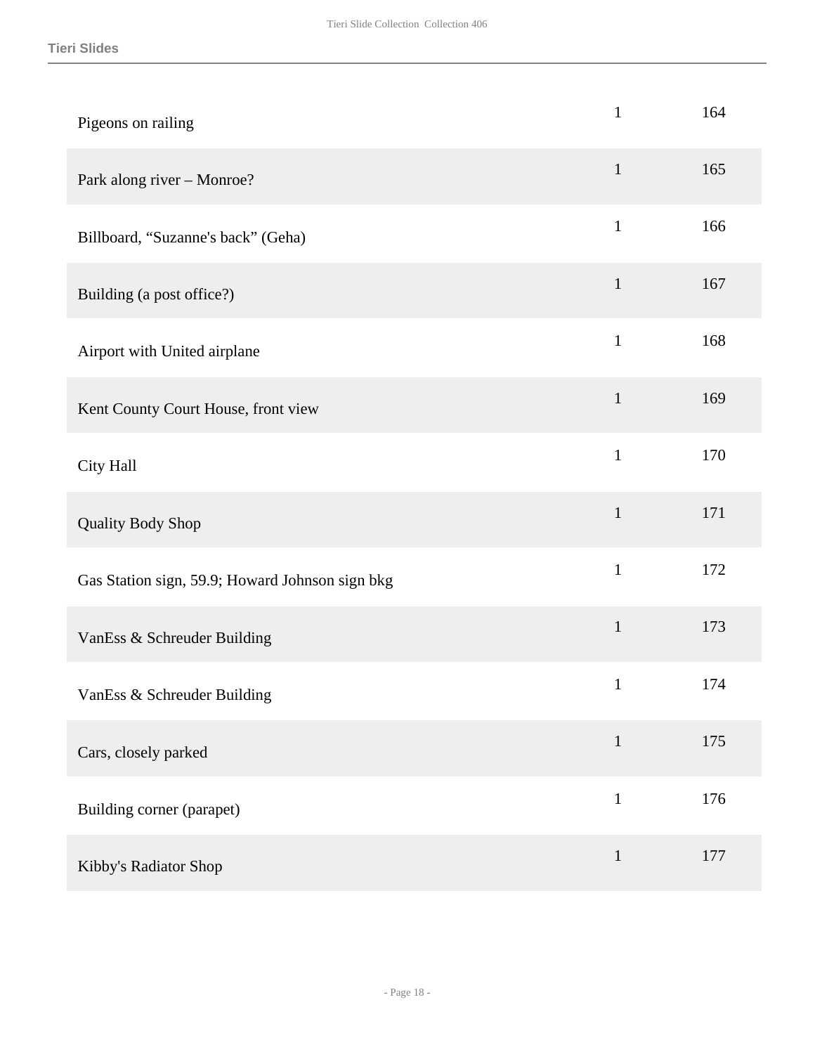| | | |
|---|---|---|
| Pigeons on railing | 1 | 164 |
| Park along river – Monroe? | 1 | 165 |
| Billboard, “Suzanne's back” (Geha) | 1 | 166 |
| Building (a post office?) | 1 | 167 |
| Airport with United airplane | 1 | 168 |
| Kent County Court House, front view | 1 | 169 |
| City Hall | 1 | 170 |
| Quality Body Shop | 1 | 171 |
| Gas Station sign, 59.9; Howard Johnson sign bkg | 1 | 172 |
| VanEss & Schreuder Building | 1 | 173 |
| VanEss & Schreuder Building | 1 | 174 |
| Cars, closely parked | 1 | 175 |
| Building corner (parapet) | 1 | 176 |
| Kibby's Radiator Shop | 1 | 177 |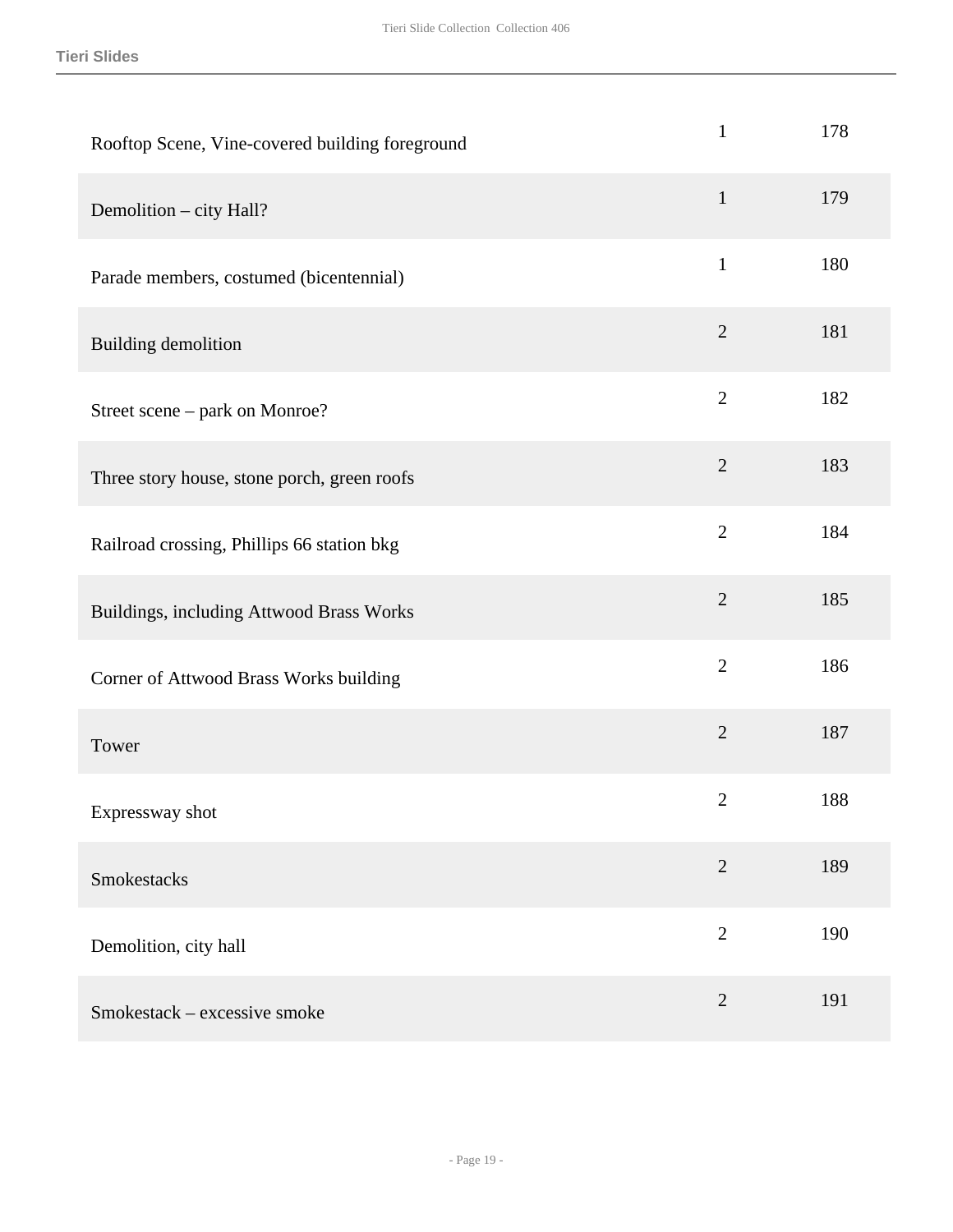| | | |
|---|---|---|
| Rooftop Scene, Vine-covered building foreground | 1 | 178 |
| Demolition – city Hall? | 1 | 179 |
| Parade members, costumed (bicentennial) | 1 | 180 |
| Building demolition | 2 | 181 |
| Street scene – park on Monroe? | 2 | 182 |
| Three story house, stone porch, green roofs | 2 | 183 |
| Railroad crossing, Phillips 66 station bkg | 2 | 184 |
| Buildings, including Attwood Brass Works | 2 | 185 |
| Corner of Attwood Brass Works building | 2 | 186 |
| Tower | 2 | 187 |
| Expressway shot | 2 | 188 |
| Smokestacks | 2 | 189 |
| Demolition, city hall | 2 | 190 |
| Smokestack – excessive smoke | 2 | 191 |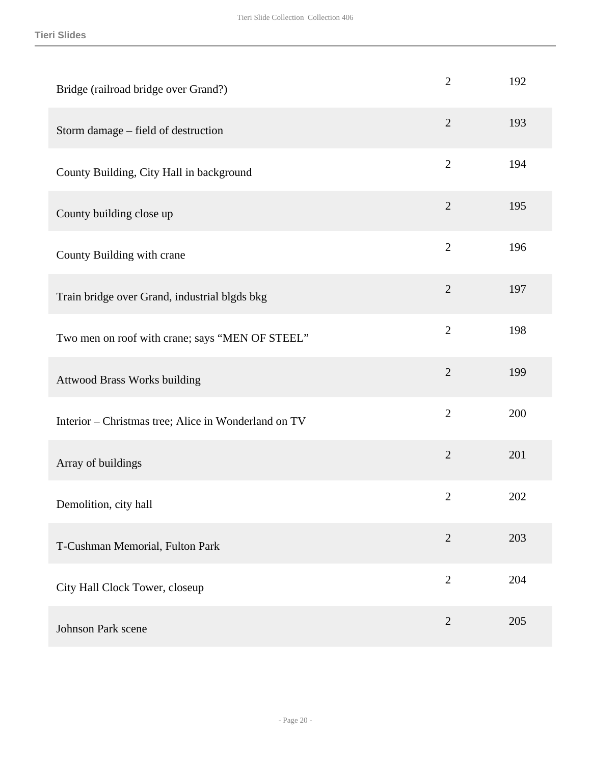| | | |
|---|---|---|
| Bridge (railroad bridge over Grand?) | 2 | 192 |
| Storm damage – field of destruction | 2 | 193 |
| County Building, City Hall in background | 2 | 194 |
| County building close up | 2 | 195 |
| County Building with crane | 2 | 196 |
| Train bridge over Grand, industrial blgds bkg | 2 | 197 |
| Two men on roof with crane; says “MEN OF STEEL” | 2 | 198 |
| Attwood Brass Works building | 2 | 199 |
| Interior – Christmas tree; Alice in Wonderland on TV | 2 | 200 |
| Array of buildings | 2 | 201 |
| Demolition, city hall | 2 | 202 |
| T-Cushman Memorial, Fulton Park | 2 | 203 |
| City Hall Clock Tower, closeup | 2 | 204 |
| Johnson Park scene | 2 | 205 |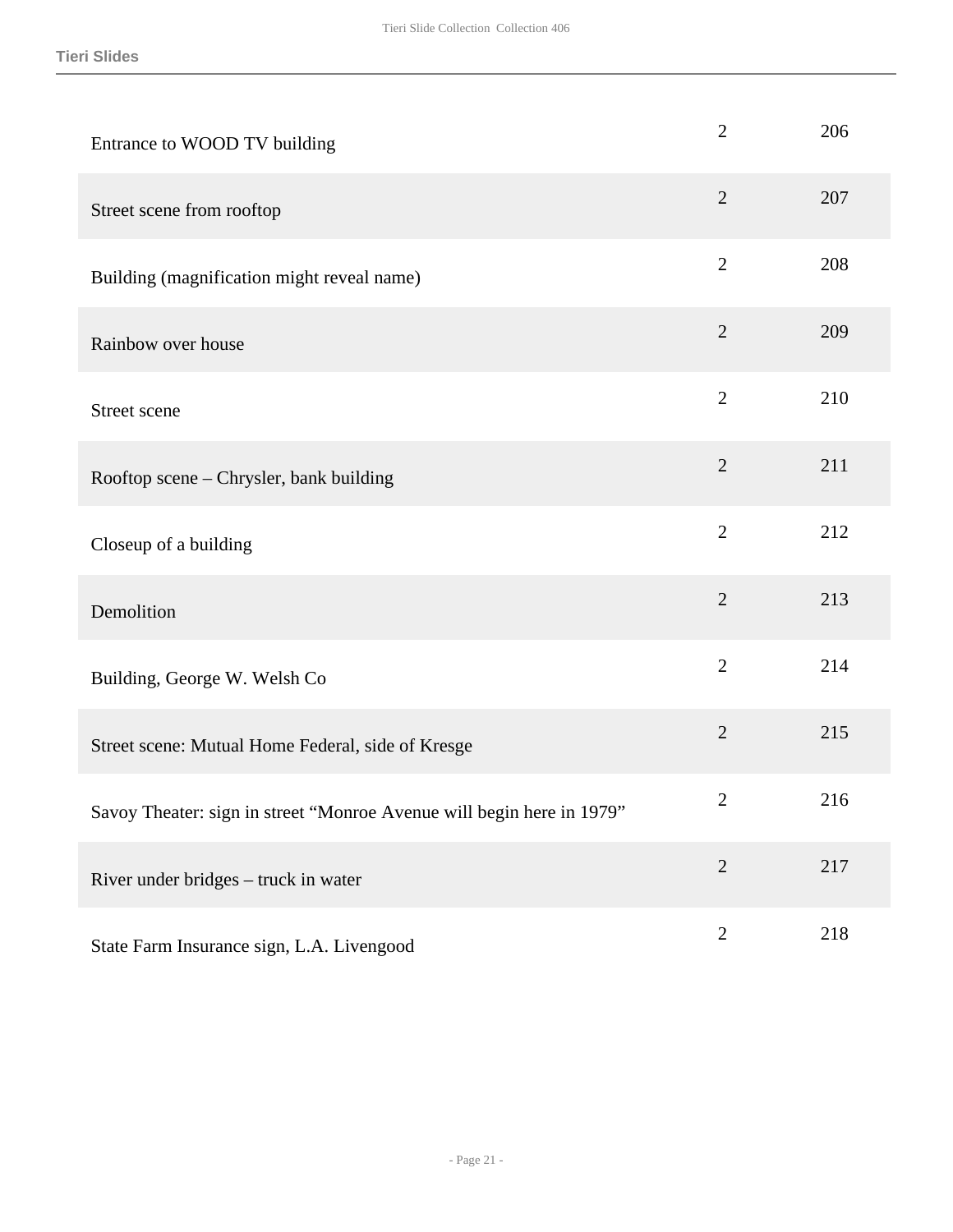| | | |
|---|---|---|
| Entrance to WOOD TV building | 2 | 206 |
| Street scene from rooftop | 2 | 207 |
| Building (magnification might reveal name) | 2 | 208 |
| Rainbow over house | 2 | 209 |
| Street scene | 2 | 210 |
| Rooftop scene – Chrysler, bank building | 2 | 211 |
| Closeup of a building | 2 | 212 |
| Demolition | 2 | 213 |
| Building, George W. Welsh Co | 2 | 214 |
| Street scene: Mutual Home Federal, side of Kresge | 2 | 215 |
| Savoy Theater: sign in street “Monroe Avenue will begin here in 1979” | 2 | 216 |
| River under bridges – truck in water | 2 | 217 |
| State Farm Insurance sign, L.A. Livengood | 2 | 218 |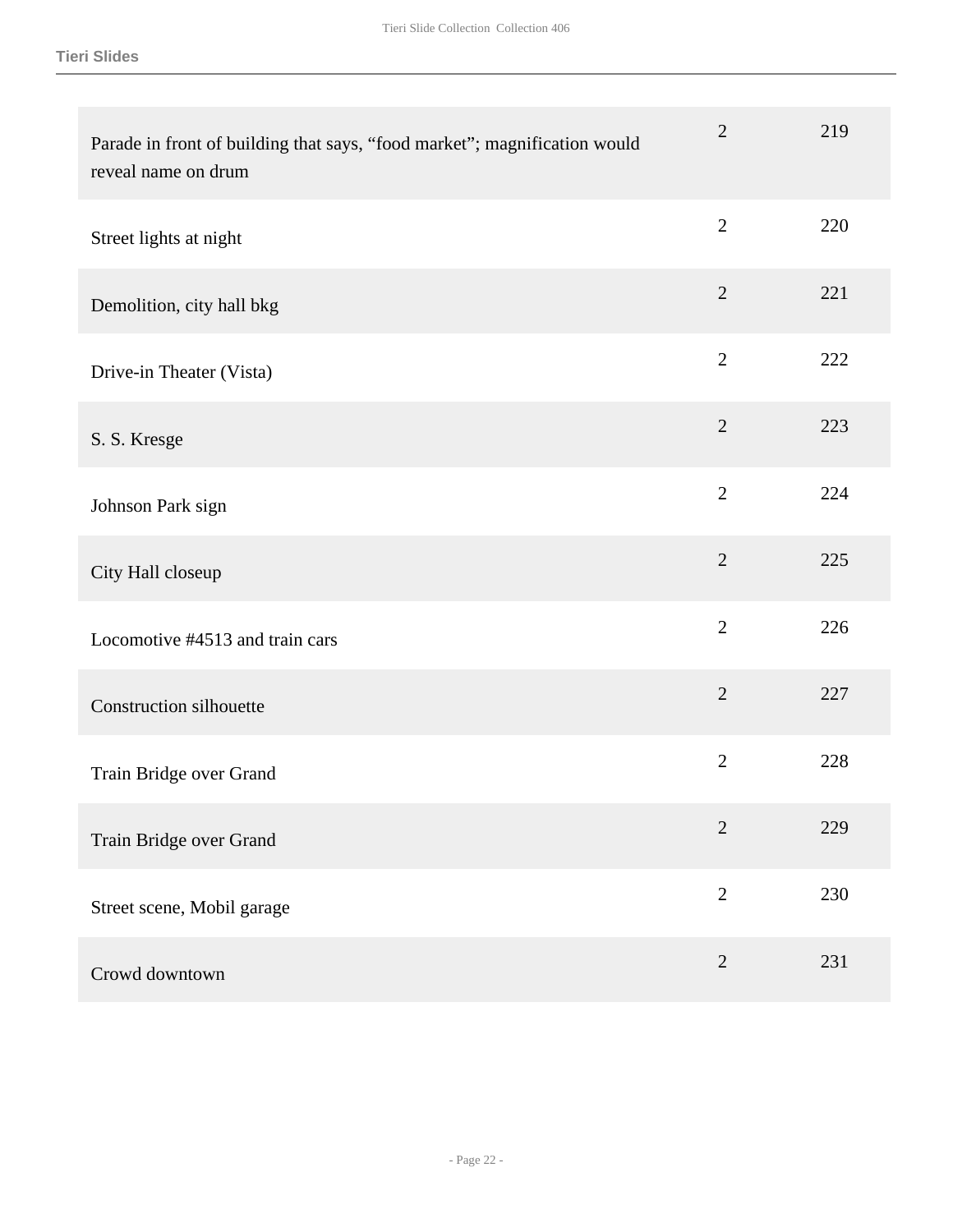| Description | Box | Slide |
| --- | --- | --- |
| Parade in front of building that says, “food market”; magnification would reveal name on drum | 2 | 219 |
| Street lights at night | 2 | 220 |
| Demolition, city hall bkg | 2 | 221 |
| Drive-in Theater (Vista) | 2 | 222 |
| S. S. Kresge | 2 | 223 |
| Johnson Park sign | 2 | 224 |
| City Hall closeup | 2 | 225 |
| Locomotive #4513 and train cars | 2 | 226 |
| Construction silhouette | 2 | 227 |
| Train Bridge over Grand | 2 | 228 |
| Train Bridge over Grand | 2 | 229 |
| Street scene, Mobil garage | 2 | 230 |
| Crowd downtown | 2 | 231 |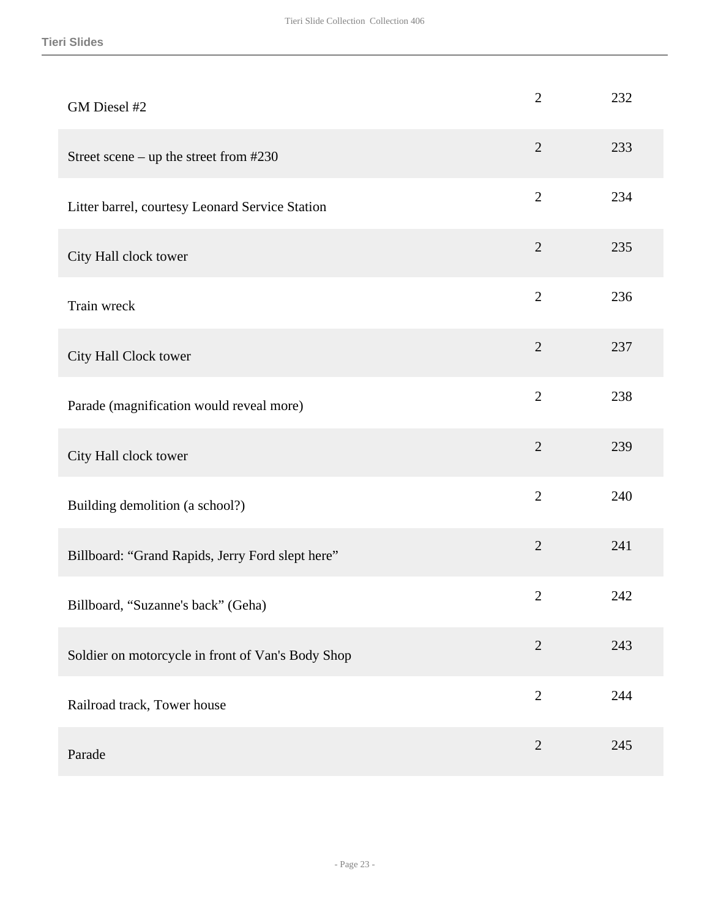| | | |
|---|---|---|
| GM Diesel #2 | 2 | 232 |
| Street scene – up the street from #230 | 2 | 233 |
| Litter barrel, courtesy Leonard Service Station | 2 | 234 |
| City Hall clock tower | 2 | 235 |
| Train wreck | 2 | 236 |
| City Hall Clock tower | 2 | 237 |
| Parade (magnification would reveal more) | 2 | 238 |
| City Hall clock tower | 2 | 239 |
| Building demolition (a school?) | 2 | 240 |
| Billboard: “Grand Rapids, Jerry Ford slept here” | 2 | 241 |
| Billboard, “Suzanne's back” (Geha) | 2 | 242 |
| Soldier on motorcycle in front of Van's Body Shop | 2 | 243 |
| Railroad track, Tower house | 2 | 244 |
| Parade | 2 | 245 |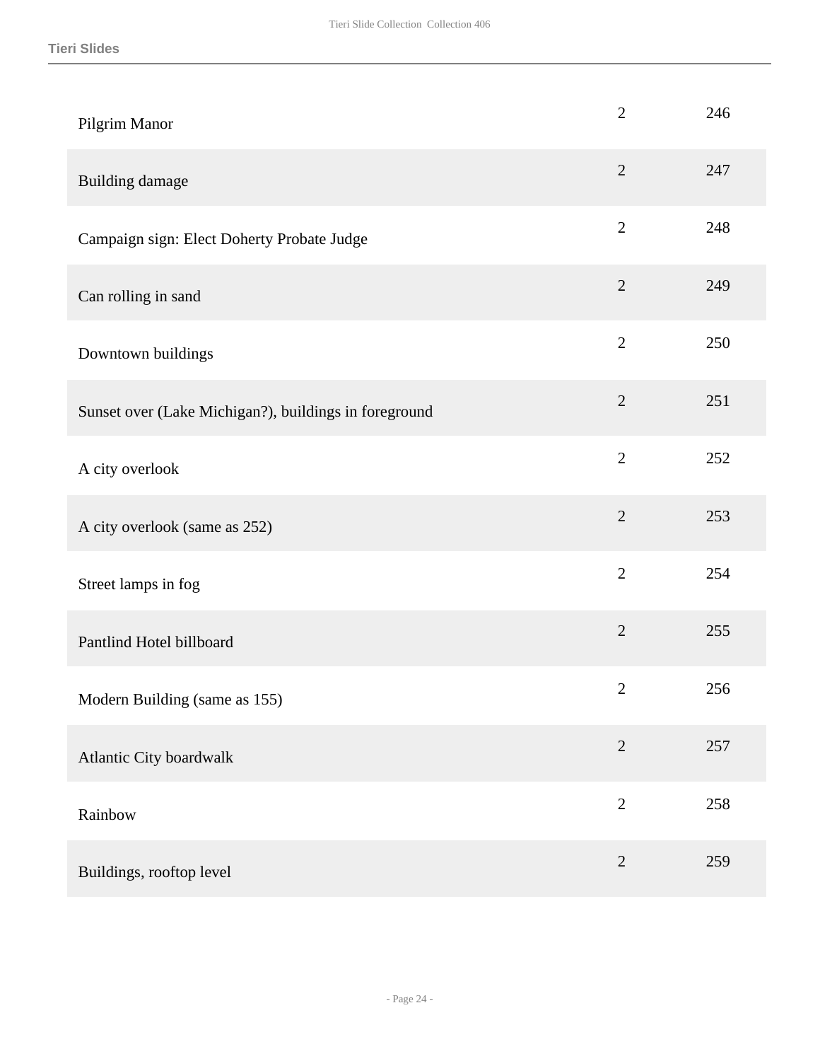| | | |
|---|---|---|
| Pilgrim Manor | 2 | 246 |
| Building damage | 2 | 247 |
| Campaign sign: Elect Doherty Probate Judge | 2 | 248 |
| Can rolling in sand | 2 | 249 |
| Downtown buildings | 2 | 250 |
| Sunset over (Lake Michigan?), buildings in foreground | 2 | 251 |
| A city overlook | 2 | 252 |
| A city overlook (same as 252) | 2 | 253 |
| Street lamps in fog | 2 | 254 |
| Pantlind Hotel billboard | 2 | 255 |
| Modern Building (same as 155) | 2 | 256 |
| Atlantic City boardwalk | 2 | 257 |
| Rainbow | 2 | 258 |
| Buildings, rooftop level | 2 | 259 |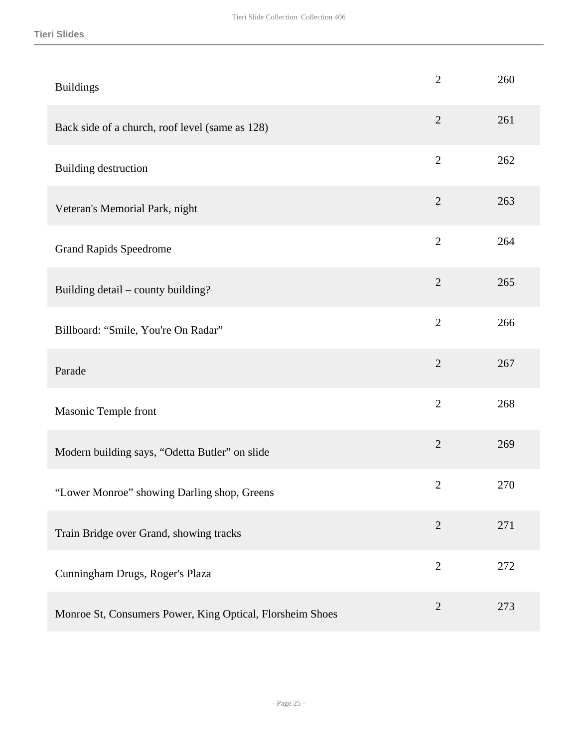| | | |
|---|---|---|
| Buildings | 2 | 260 |
| Back side of a church, roof level (same as 128) | 2 | 261 |
| Building destruction | 2 | 262 |
| Veteran's Memorial Park, night | 2 | 263 |
| Grand Rapids Speedrome | 2 | 264 |
| Building detail – county building? | 2 | 265 |
| Billboard: “Smile, You're On Radar” | 2 | 266 |
| Parade | 2 | 267 |
| Masonic Temple front | 2 | 268 |
| Modern building says, “Odetta Butler” on slide | 2 | 269 |
| “Lower Monroe” showing Darling shop, Greens | 2 | 270 |
| Train Bridge over Grand, showing tracks | 2 | 271 |
| Cunningham Drugs, Roger's Plaza | 2 | 272 |
| Monroe St, Consumers Power, King Optical, Florsheim Shoes | 2 | 273 |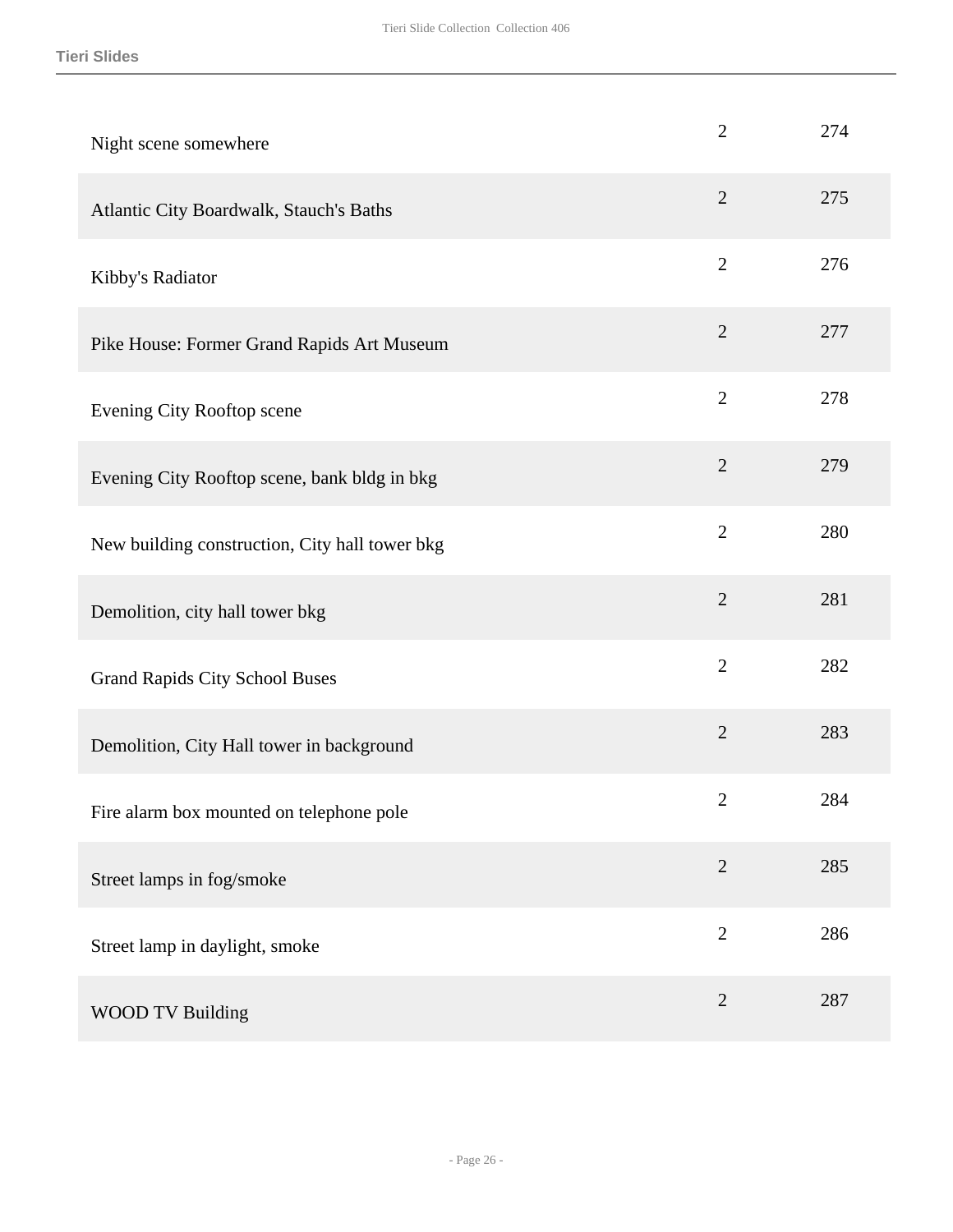| | | |
|---|---|---|
| Night scene somewhere | 2 | 274 |
| Atlantic City Boardwalk, Stauch's Baths | 2 | 275 |
| Kibby's Radiator | 2 | 276 |
| Pike House: Former Grand Rapids Art Museum | 2 | 277 |
| Evening City Rooftop scene | 2 | 278 |
| Evening City Rooftop scene, bank bldg in bkg | 2 | 279 |
| New building construction, City hall tower bkg | 2 | 280 |
| Demolition, city hall tower bkg | 2 | 281 |
| Grand Rapids City School Buses | 2 | 282 |
| Demolition, City Hall tower in background | 2 | 283 |
| Fire alarm box mounted on telephone pole | 2 | 284 |
| Street lamps in fog/smoke | 2 | 285 |
| Street lamp in daylight, smoke | 2 | 286 |
| WOOD TV Building | 2 | 287 |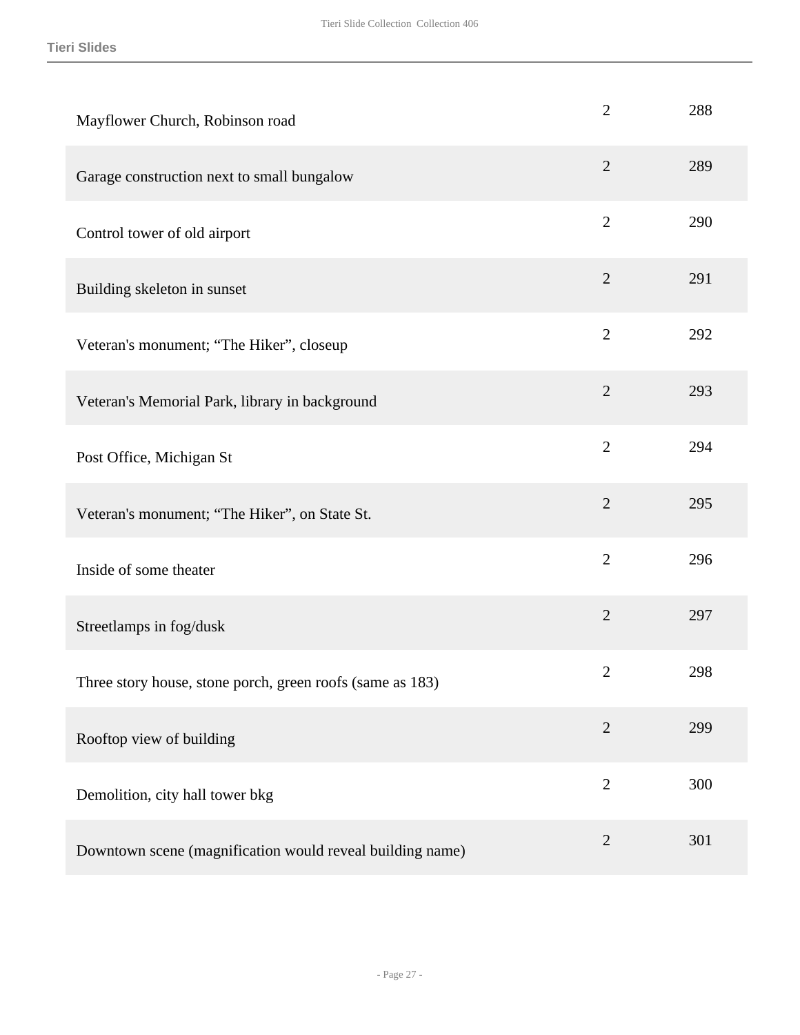| | | |
|---|---|---|
| Mayflower Church, Robinson road | 2 | 288 |
| Garage construction next to small bungalow | 2 | 289 |
| Control tower of old airport | 2 | 290 |
| Building skeleton in sunset | 2 | 291 |
| Veteran's monument; “The Hiker”, closeup | 2 | 292 |
| Veteran's Memorial Park, library in background | 2 | 293 |
| Post Office, Michigan St | 2 | 294 |
| Veteran's monument; “The Hiker”, on State St. | 2 | 295 |
| Inside of some theater | 2 | 296 |
| Streetlamps in fog/dusk | 2 | 297 |
| Three story house, stone porch, green roofs (same as 183) | 2 | 298 |
| Rooftop view of building | 2 | 299 |
| Demolition, city hall tower bkg | 2 | 300 |
| Downtown scene (magnification would reveal building name) | 2 | 301 |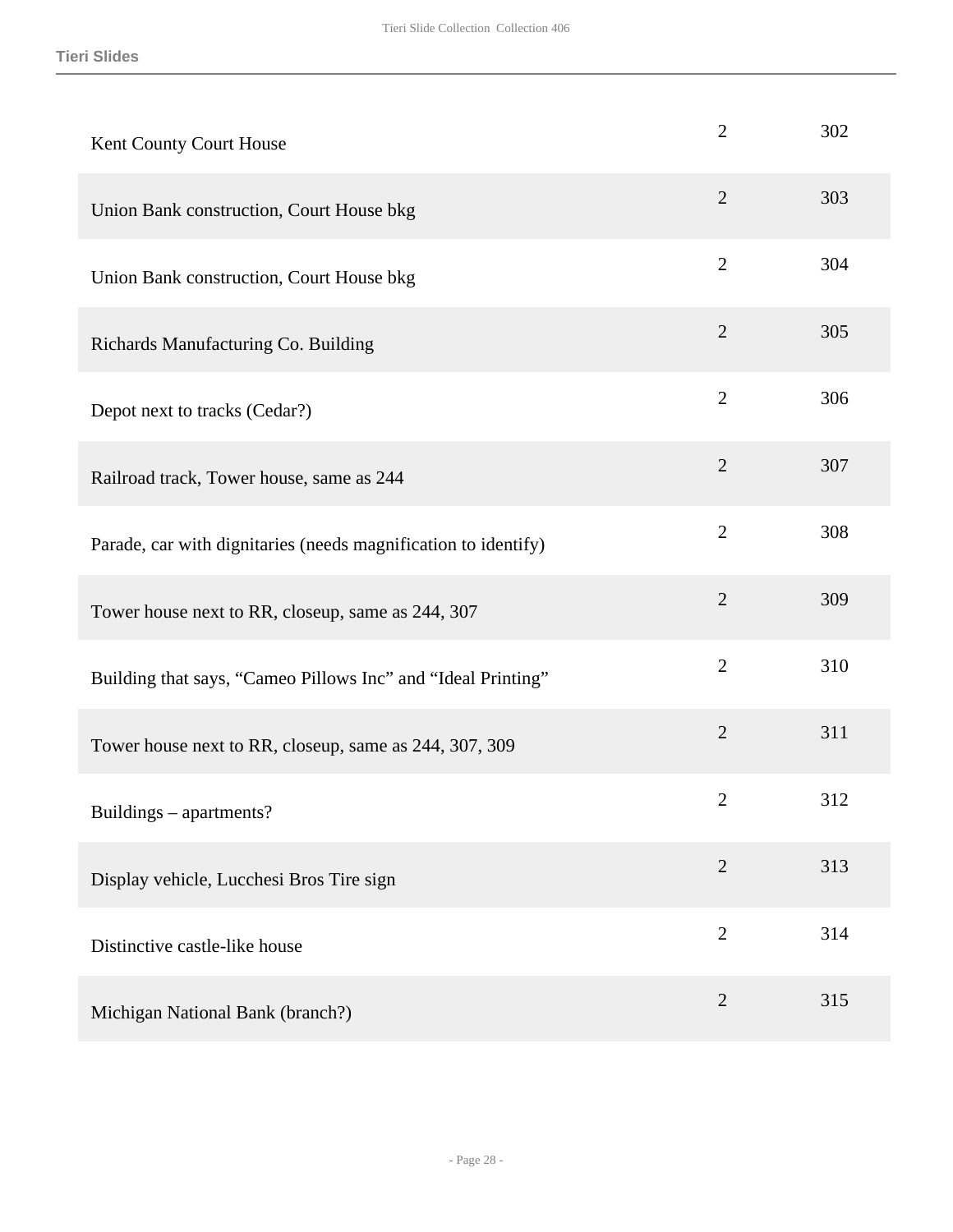| | | |
|---|---|---|
| Kent County Court House | 2 | 302 |
| Union Bank construction, Court House bkg | 2 | 303 |
| Union Bank construction, Court House bkg | 2 | 304 |
| Richards Manufacturing Co. Building | 2 | 305 |
| Depot next to tracks (Cedar?) | 2 | 306 |
| Railroad track, Tower house, same as 244 | 2 | 307 |
| Parade, car with dignitaries (needs magnification to identify) | 2 | 308 |
| Tower house next to RR, closeup, same as 244, 307 | 2 | 309 |
| Building that says, “Cameo Pillows Inc” and “Ideal Printing” | 2 | 310 |
| Tower house next to RR, closeup, same as 244, 307, 309 | 2 | 311 |
| Buildings – apartments? | 2 | 312 |
| Display vehicle, Lucchesi Bros Tire sign | 2 | 313 |
| Distinctive castle-like house | 2 | 314 |
| Michigan National Bank (branch?) | 2 | 315 |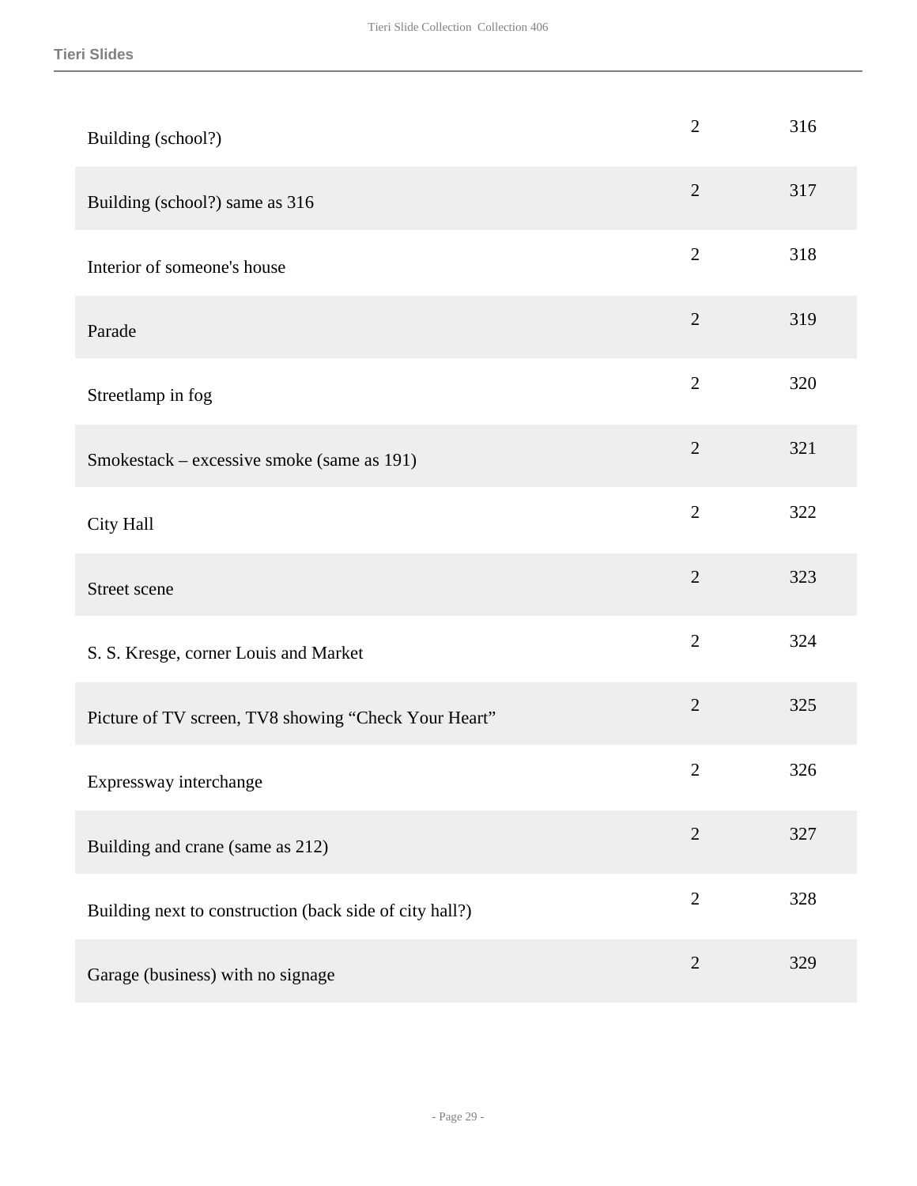| | | |
|---|---|---|
| Building (school?) | 2 | 316 |
| Building (school?) same as 316 | 2 | 317 |
| Interior of someone's house | 2 | 318 |
| Parade | 2 | 319 |
| Streetlamp in fog | 2 | 320 |
| Smokestack – excessive smoke (same as 191) | 2 | 321 |
| City Hall | 2 | 322 |
| Street scene | 2 | 323 |
| S. S. Kresge, corner Louis and Market | 2 | 324 |
| Picture of TV screen, TV8 showing “Check Your Heart” | 2 | 325 |
| Expressway interchange | 2 | 326 |
| Building and crane (same as 212) | 2 | 327 |
| Building next to construction (back side of city hall?) | 2 | 328 |
| Garage (business) with no signage | 2 | 329 |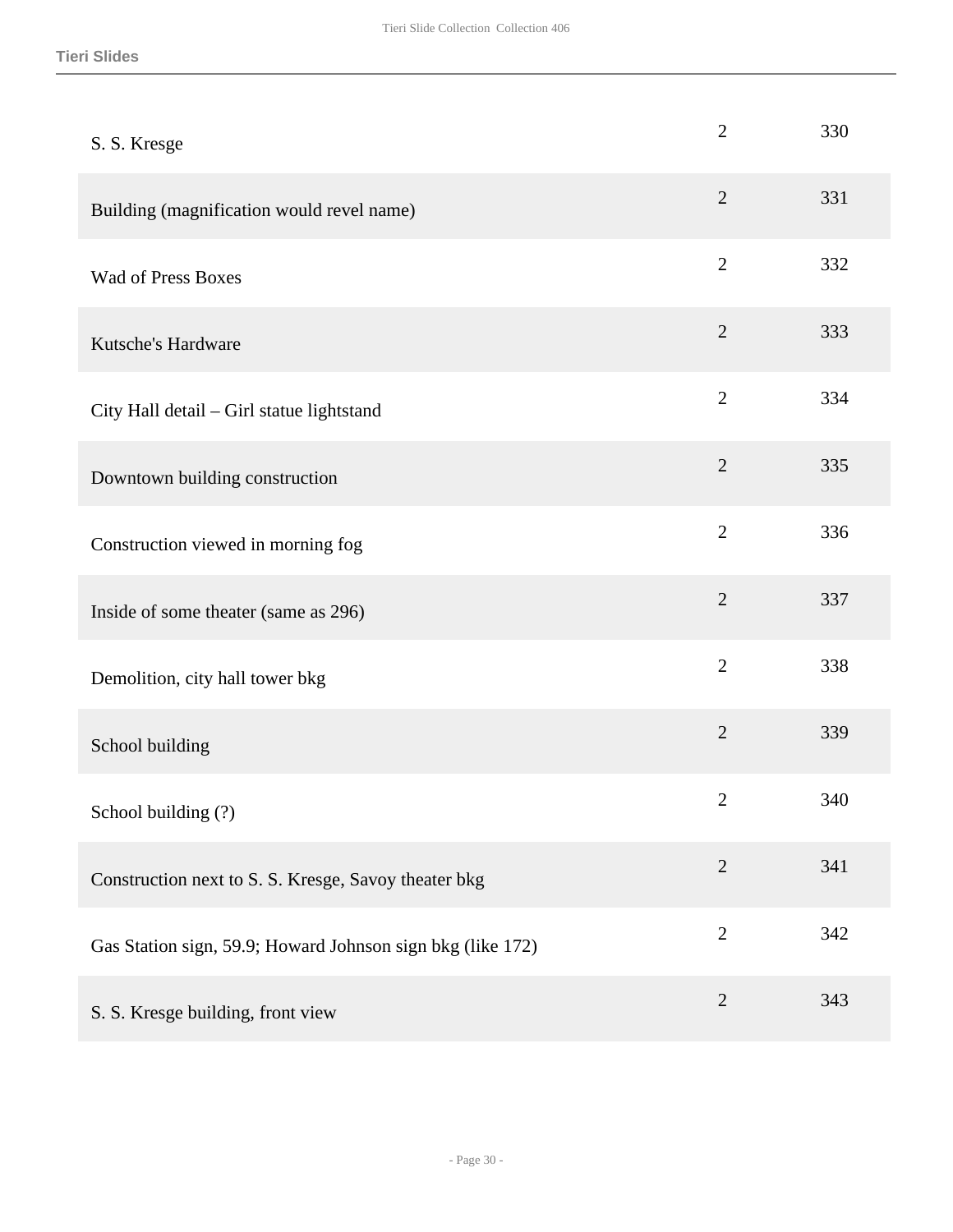| | | |
|---|---|---|
| S. S. Kresge | 2 | 330 |
| Building (magnification would revel name) | 2 | 331 |
| Wad of Press Boxes | 2 | 332 |
| Kutsche's Hardware | 2 | 333 |
| City Hall detail – Girl statue lightstand | 2 | 334 |
| Downtown building construction | 2 | 335 |
| Construction viewed in morning fog | 2 | 336 |
| Inside of some theater (same as 296) | 2 | 337 |
| Demolition, city hall tower bkg | 2 | 338 |
| School building | 2 | 339 |
| School building (?) | 2 | 340 |
| Construction next to S. S. Kresge, Savoy theater bkg | 2 | 341 |
| Gas Station sign, 59.9; Howard Johnson sign bkg (like 172) | 2 | 342 |
| S. S. Kresge building, front view | 2 | 343 |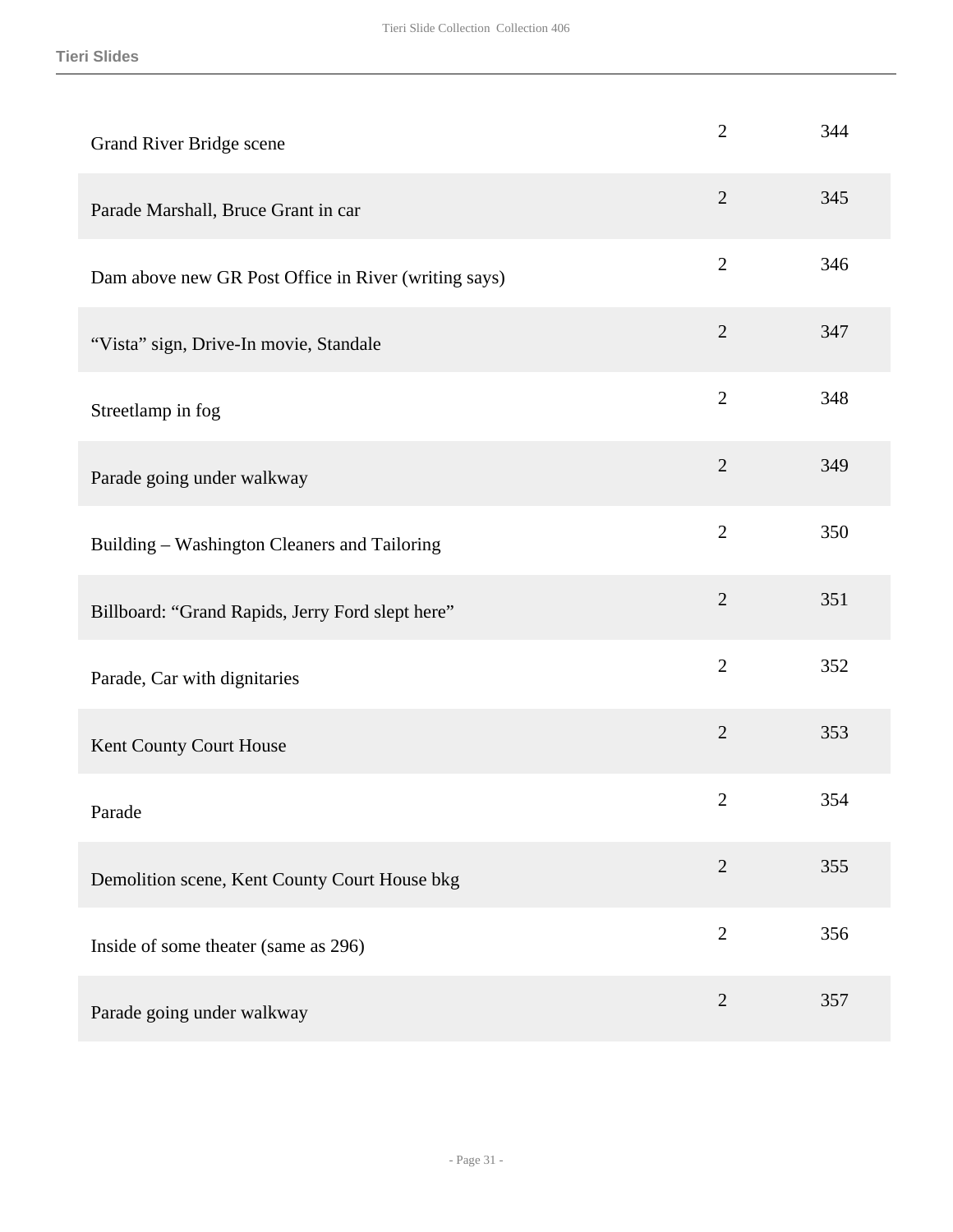| | | |
|---|---|---|
| Grand River Bridge scene | 2 | 344 |
| Parade Marshall, Bruce Grant in car | 2 | 345 |
| Dam above new GR Post Office in River (writing says) | 2 | 346 |
| “Vista” sign, Drive-In movie, Standale | 2 | 347 |
| Streetlamp in fog | 2 | 348 |
| Parade going under walkway | 2 | 349 |
| Building – Washington Cleaners and Tailoring | 2 | 350 |
| Billboard: “Grand Rapids, Jerry Ford slept here” | 2 | 351 |
| Parade, Car with dignitaries | 2 | 352 |
| Kent County Court House | 2 | 353 |
| Parade | 2 | 354 |
| Demolition scene, Kent County Court House bkg | 2 | 355 |
| Inside of some theater (same as 296) | 2 | 356 |
| Parade going under walkway | 2 | 357 |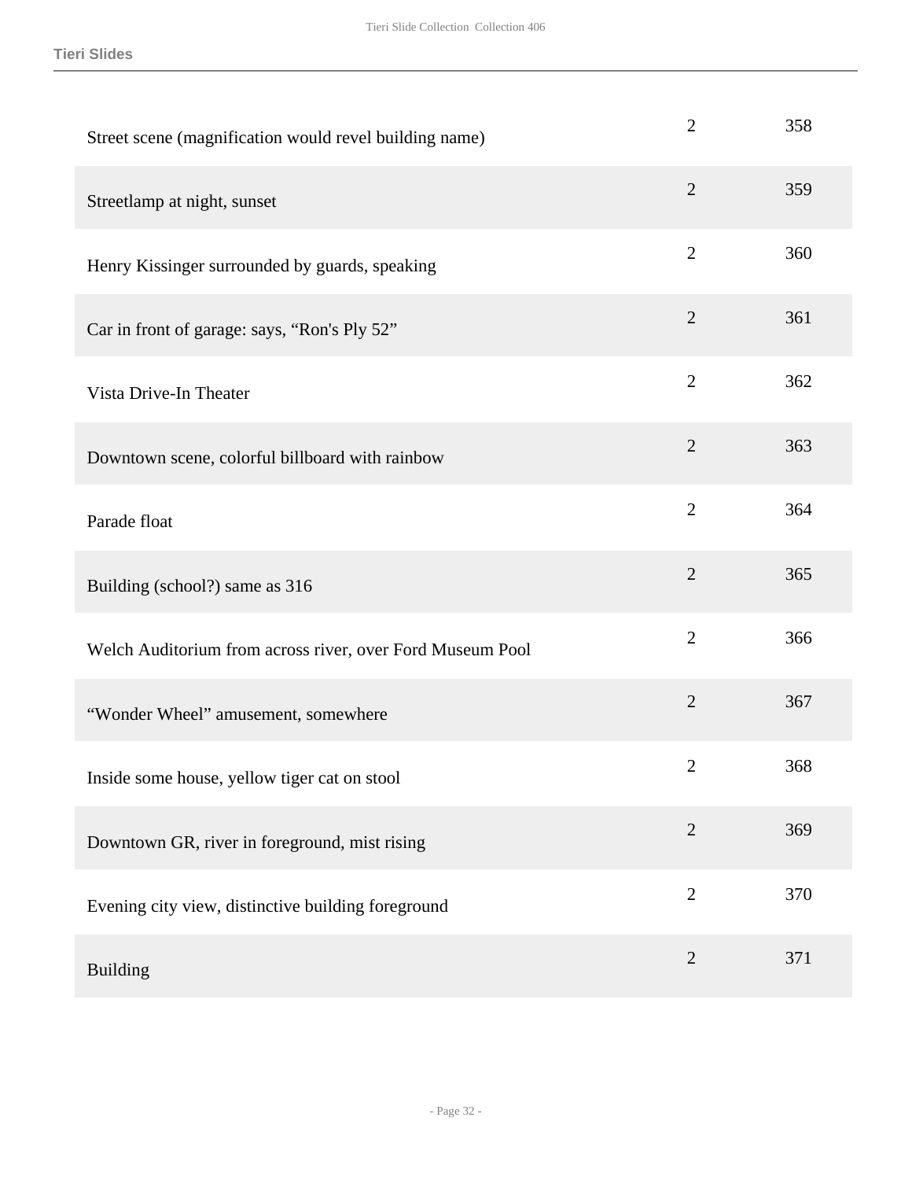| | | |
|---|---|---|
| Street scene (magnification would revel building name) | 2 | 358 |
| Streetlamp at night, sunset | 2 | 359 |
| Henry Kissinger surrounded by guards, speaking | 2 | 360 |
| Car in front of garage: says, “Ron's Ply 52” | 2 | 361 |
| Vista Drive-In Theater | 2 | 362 |
| Downtown scene, colorful billboard with rainbow | 2 | 363 |
| Parade float | 2 | 364 |
| Building (school?) same as 316 | 2 | 365 |
| Welch Auditorium from across river, over Ford Museum Pool | 2 | 366 |
| “Wonder Wheel” amusement, somewhere | 2 | 367 |
| Inside some house, yellow tiger cat on stool | 2 | 368 |
| Downtown GR, river in foreground, mist rising | 2 | 369 |
| Evening city view, distinctive building foreground | 2 | 370 |
| Building | 2 | 371 |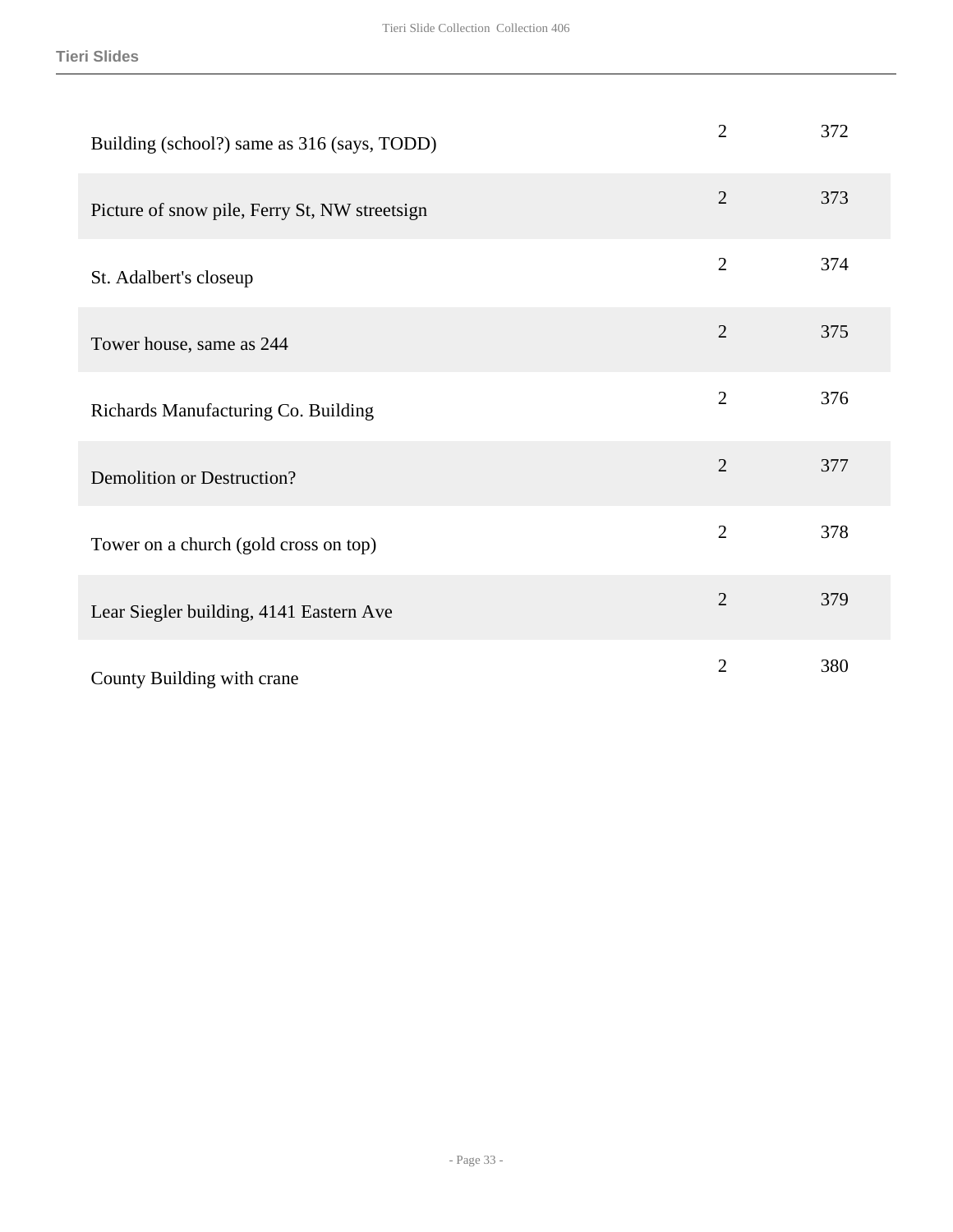| | | |
|---|---|---|
| Building (school?) same as 316 (says, TODD) | 2 | 372 |
| Picture of snow pile, Ferry St, NW streetsign | 2 | 373 |
| St. Adalbert's closeup | 2 | 374 |
| Tower house, same as 244 | 2 | 375 |
| Richards Manufacturing Co. Building | 2 | 376 |
| Demolition or Destruction? | 2 | 377 |
| Tower on a church (gold cross on top) | 2 | 378 |
| Lear Siegler building, 4141 Eastern Ave | 2 | 379 |
| County Building with crane | 2 | 380 |